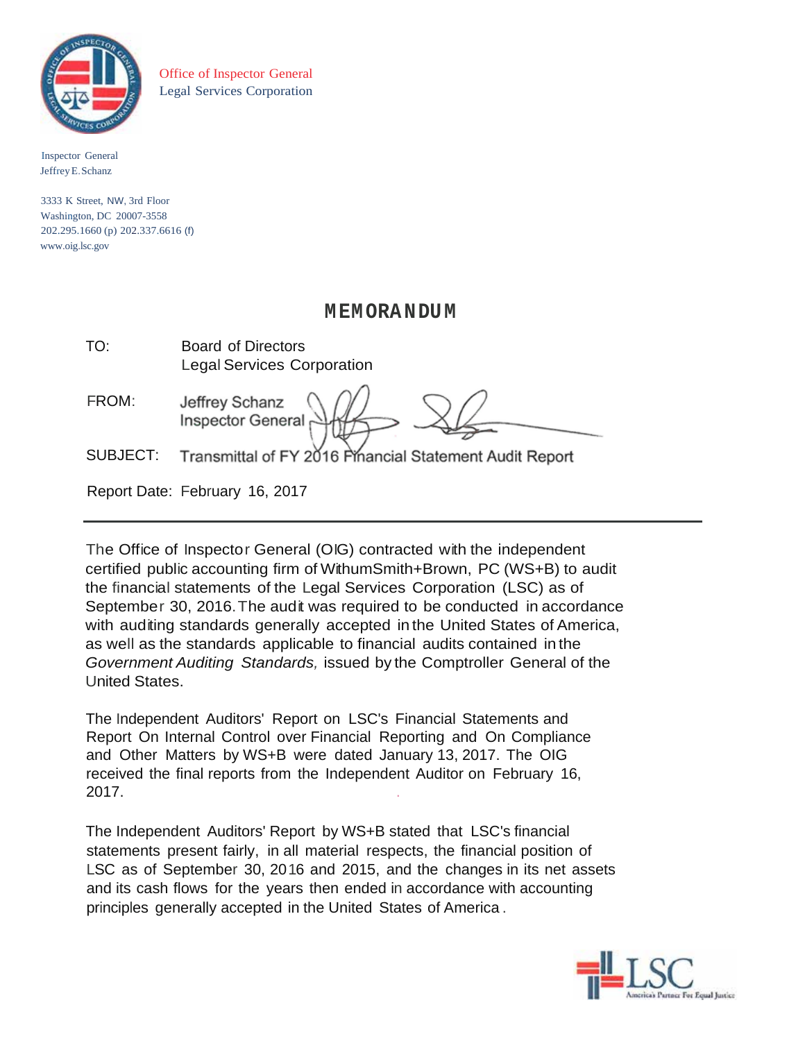Office of Inspector General
Legal Services Corporation

Inspector General
Jeffrey E. Schanz

3333 K Street, NW, 3rd Floor
Washington, DC 20007-3558
202.295.1660 (p) 202.337.6616 (f)
www.oig.lsc.gov

# MEMORANDUM

TO: Board of Directors
Legal Services Corporation

FROM: Jeffrey Schanz
Inspector General

SUBJECT: Transmittal of FY 2016 Financial Statement Audit Report

Report Date: February 16, 2017

---

The Office of Inspector General (OIG) contracted with the independent certified public accounting firm of WithumSmith+Brown, PC (WS+B) to audit the financial statements of the Legal Services Corporation (LSC) as of September 30, 2016. The audit was required to be conducted in accordance with auditing standards generally accepted in the United States of America, as well as the standards applicable to financial audits contained in the *Government Auditing Standards,* issued by the Comptroller General of the United States.

The Independent Auditors' Report on LSC's Financial Statements and Report On Internal Control over Financial Reporting and On Compliance and Other Matters by WS+B were dated January 13, 2017. The OIG received the final reports from the Independent Auditor on February 16, 2017.

The Independent Auditors' Report by WS+B stated that LSC's financial statements present fairly, in all material respects, the financial position of LSC as of September 30, 2016 and 2015, and the changes in its net assets and its cash flows for the years then ended in accordance with accounting principles generally accepted in the United States of America.

LSC America's Partner For Equal Justice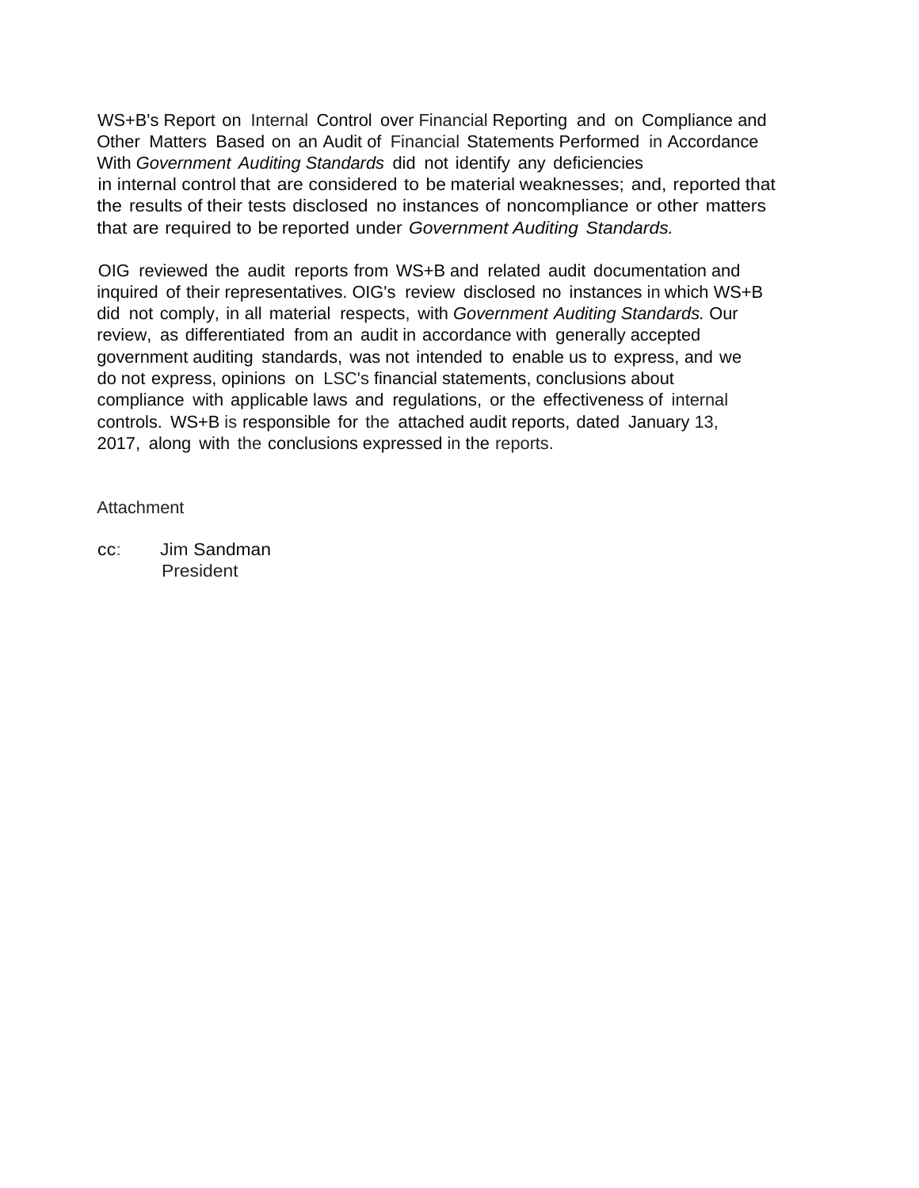WS+B's Report on Internal Control over Financial Reporting and on Compliance and Other Matters Based on an Audit of Financial Statements Performed in Accordance With *Government Auditing Standards* did not identify any deficiencies in internal control that are considered to be material weaknesses; and, reported that the results of their tests disclosed no instances of noncompliance or other matters that are required to be reported under *Government Auditing Standards.*

OIG reviewed the audit reports from WS+B and related audit documentation and inquired of their representatives. OIG's review disclosed no instances in which WS+B did not comply, in all material respects, with *Government Auditing Standards.* Our review, as differentiated from an audit in accordance with generally accepted government auditing standards, was not intended to enable us to express, and we do not express, opinions on LSC's financial statements, conclusions about compliance with applicable laws and regulations, or the effectiveness of internal controls. WS+B is responsible for the attached audit reports, dated January 13, 2017, along with the conclusions expressed in the reports.

Attachment

cc: Jim Sandman
President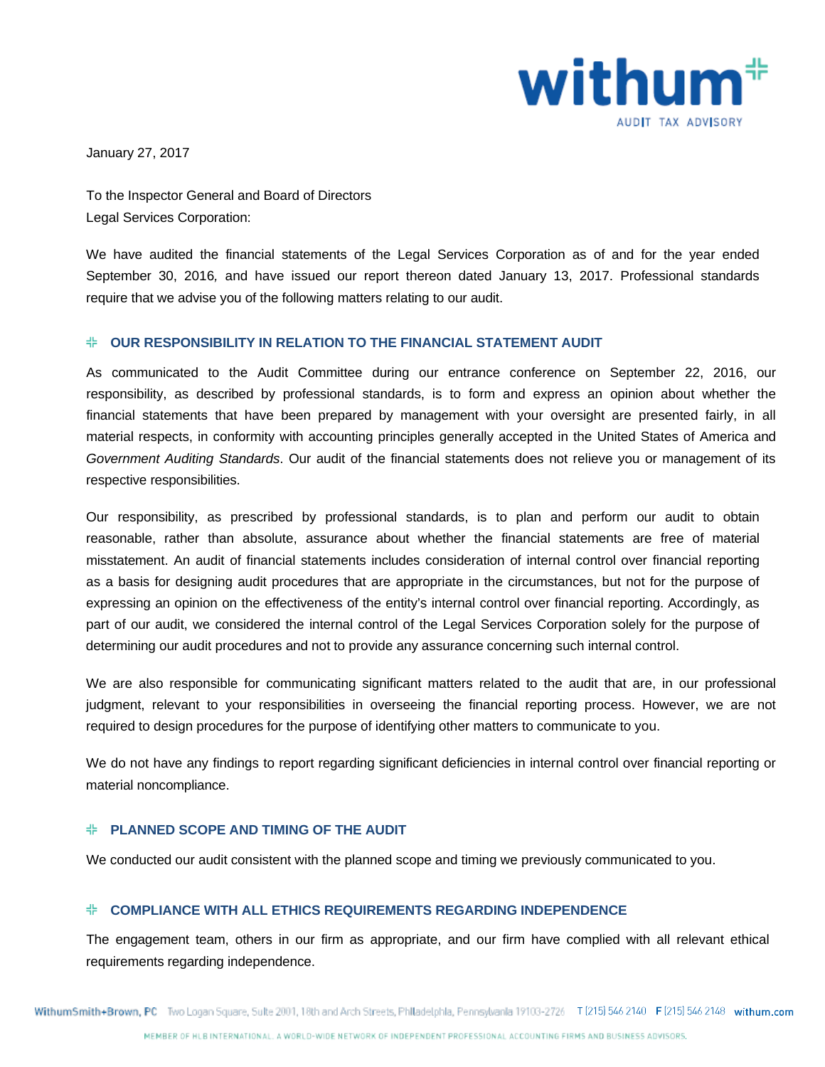January 27, 2017

To the Inspector General and Board of Directors
Legal Services Corporation:

We have audited the financial statements of the Legal Services Corporation as of and for the year ended September 30, 2016, and have issued our report thereon dated January 13, 2017. Professional standards require that we advise you of the following matters relating to our audit.

## OUR RESPONSIBILITY IN RELATION TO THE FINANCIAL STATEMENT AUDIT

As communicated to the Audit Committee during our entrance conference on September 22, 2016, our responsibility, as described by professional standards, is to form and express an opinion about whether the financial statements that have been prepared by management with your oversight are presented fairly, in all material respects, in conformity with accounting principles generally accepted in the United States of America and *Government Auditing Standards*. Our audit of the financial statements does not relieve you or management of its respective responsibilities.

Our responsibility, as prescribed by professional standards, is to plan and perform our audit to obtain reasonable, rather than absolute, assurance about whether the financial statements are free of material misstatement. An audit of financial statements includes consideration of internal control over financial reporting as a basis for designing audit procedures that are appropriate in the circumstances, but not for the purpose of expressing an opinion on the effectiveness of the entity's internal control over financial reporting. Accordingly, as part of our audit, we considered the internal control of the Legal Services Corporation solely for the purpose of determining our audit procedures and not to provide any assurance concerning such internal control.

We are also responsible for communicating significant matters related to the audit that are, in our professional judgment, relevant to your responsibilities in overseeing the financial reporting process. However, we are not required to design procedures for the purpose of identifying other matters to communicate to you.

We do not have any findings to report regarding significant deficiencies in internal control over financial reporting or material noncompliance.

## PLANNED SCOPE AND TIMING OF THE AUDIT

We conducted our audit consistent with the planned scope and timing we previously communicated to you.

## COMPLIANCE WITH ALL ETHICS REQUIREMENTS REGARDING INDEPENDENCE

The engagement team, others in our firm as appropriate, and our firm have complied with all relevant ethical requirements regarding independence.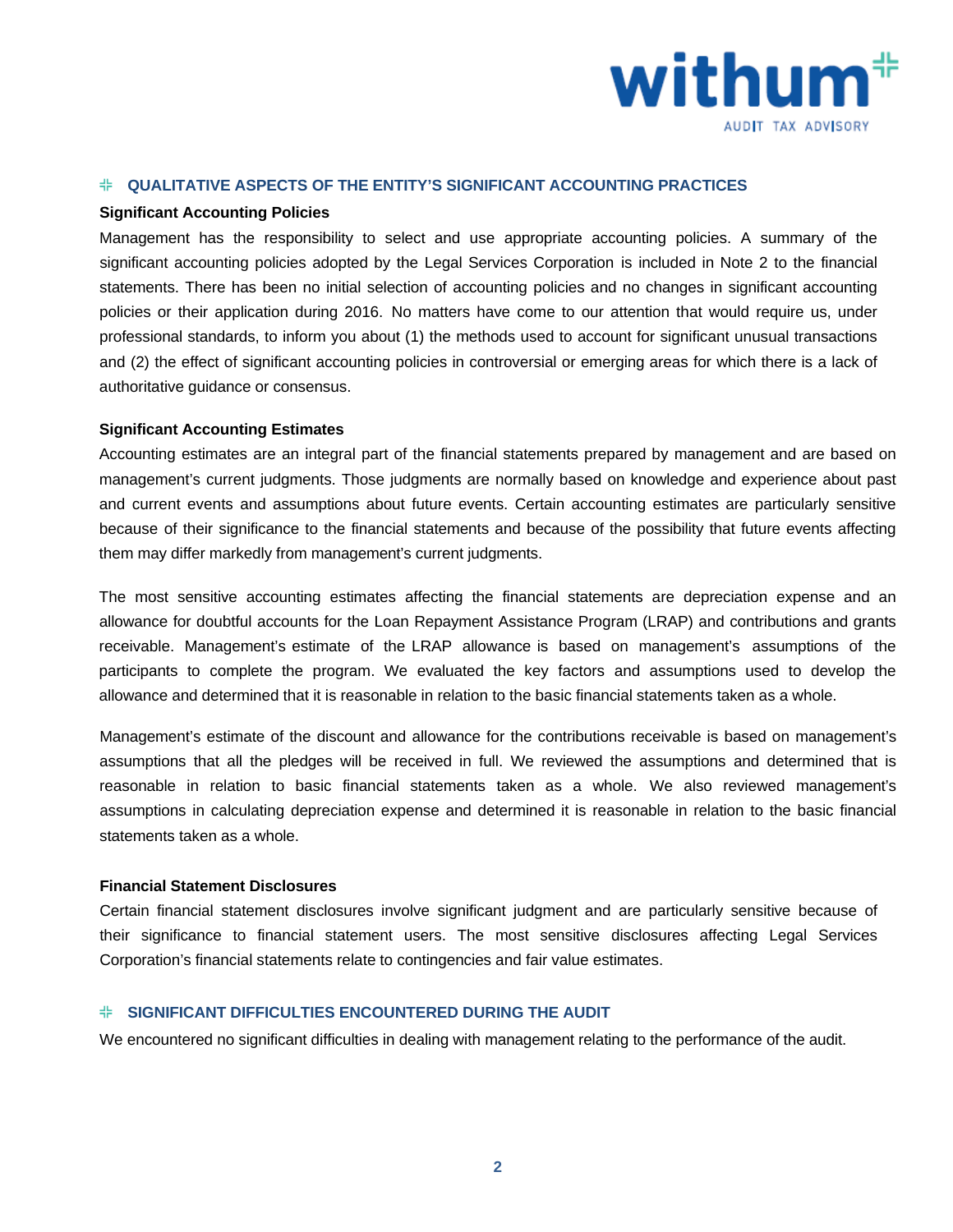## QUALITATIVE ASPECTS OF THE ENTITY'S SIGNIFICANT ACCOUNTING PRACTICES

**Significant Accounting Policies**

Management has the responsibility to select and use appropriate accounting policies. A summary of the significant accounting policies adopted by the Legal Services Corporation is included in Note 2 to the financial statements. There has been no initial selection of accounting policies and no changes in significant accounting policies or their application during 2016. No matters have come to our attention that would require us, under professional standards, to inform you about (1) the methods used to account for significant unusual transactions and (2) the effect of significant accounting policies in controversial or emerging areas for which there is a lack of authoritative guidance or consensus.

**Significant Accounting Estimates**

Accounting estimates are an integral part of the financial statements prepared by management and are based on management's current judgments. Those judgments are normally based on knowledge and experience about past and current events and assumptions about future events. Certain accounting estimates are particularly sensitive because of their significance to the financial statements and because of the possibility that future events affecting them may differ markedly from management's current judgments.

The most sensitive accounting estimates affecting the financial statements are depreciation expense and an allowance for doubtful accounts for the Loan Repayment Assistance Program (LRAP) and contributions and grants receivable. Management's estimate of the LRAP allowance is based on management's assumptions of the participants to complete the program. We evaluated the key factors and assumptions used to develop the allowance and determined that it is reasonable in relation to the basic financial statements taken as a whole.

Management's estimate of the discount and allowance for the contributions receivable is based on management's assumptions that all the pledges will be received in full. We reviewed the assumptions and determined that is reasonable in relation to basic financial statements taken as a whole. We also reviewed management's assumptions in calculating depreciation expense and determined it is reasonable in relation to the basic financial statements taken as a whole.

**Financial Statement Disclosures**

Certain financial statement disclosures involve significant judgment and are particularly sensitive because of their significance to financial statement users. The most sensitive disclosures affecting Legal Services Corporation's financial statements relate to contingencies and fair value estimates.

## SIGNIFICANT DIFFICULTIES ENCOUNTERED DURING THE AUDIT

We encountered no significant difficulties in dealing with management relating to the performance of the audit.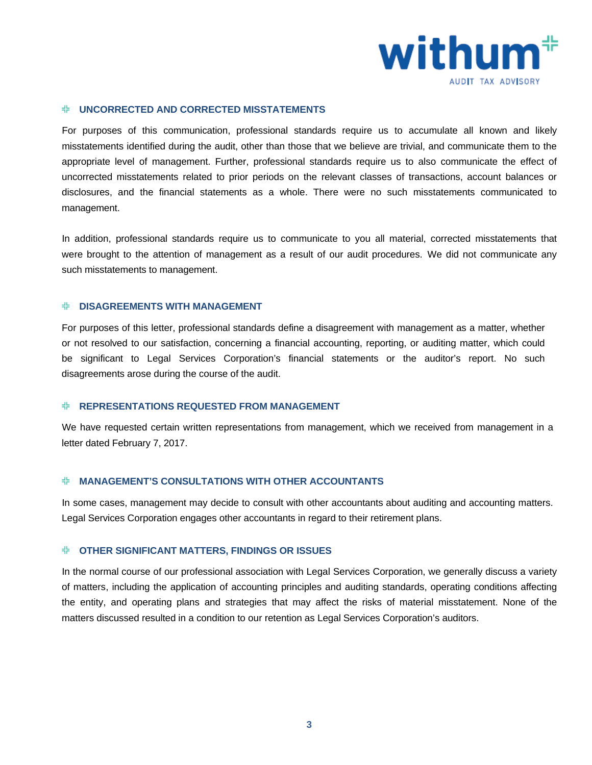## UNCORRECTED AND CORRECTED MISSTATEMENTS

For purposes of this communication, professional standards require us to accumulate all known and likely misstatements identified during the audit, other than those that we believe are trivial, and communicate them to the appropriate level of management. Further, professional standards require us to also communicate the effect of uncorrected misstatements related to prior periods on the relevant classes of transactions, account balances or disclosures, and the financial statements as a whole. There were no such misstatements communicated to management.

In addition, professional standards require us to communicate to you all material, corrected misstatements that were brought to the attention of management as a result of our audit procedures. We did not communicate any such misstatements to management.

## DISAGREEMENTS WITH MANAGEMENT

For purposes of this letter, professional standards define a disagreement with management as a matter, whether or not resolved to our satisfaction, concerning a financial accounting, reporting, or auditing matter, which could be significant to Legal Services Corporation's financial statements or the auditor's report. No such disagreements arose during the course of the audit.

## REPRESENTATIONS REQUESTED FROM MANAGEMENT

We have requested certain written representations from management, which we received from management in a letter dated February 7, 2017.

## MANAGEMENT'S CONSULTATIONS WITH OTHER ACCOUNTANTS

In some cases, management may decide to consult with other accountants about auditing and accounting matters. Legal Services Corporation engages other accountants in regard to their retirement plans.

## OTHER SIGNIFICANT MATTERS, FINDINGS OR ISSUES

In the normal course of our professional association with Legal Services Corporation, we generally discuss a variety of matters, including the application of accounting principles and auditing standards, operating conditions affecting the entity, and operating plans and strategies that may affect the risks of material misstatement. None of the matters discussed resulted in a condition to our retention as Legal Services Corporation's auditors.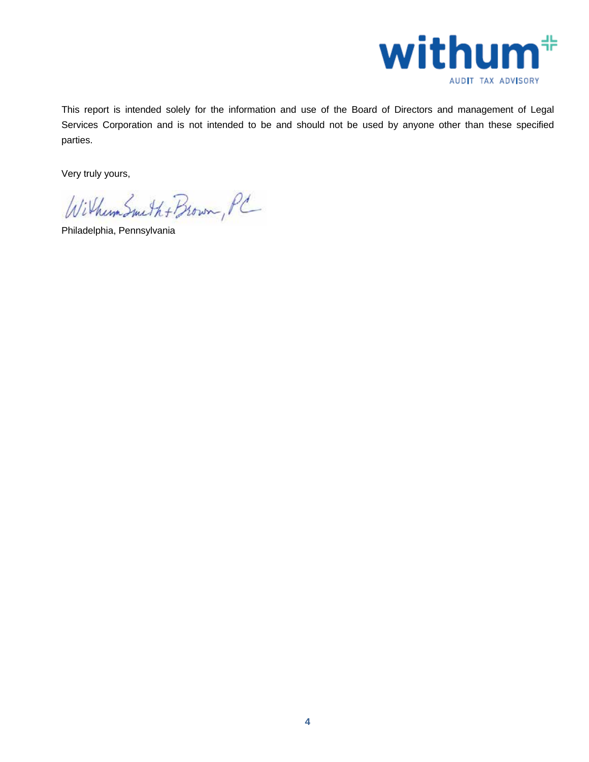This report is intended solely for the information and use of the Board of Directors and management of Legal Services Corporation and is not intended to be and should not be used by anyone other than these specified parties.

Very truly yours,

WithumSmith+Brown, PC

Philadelphia, Pennsylvania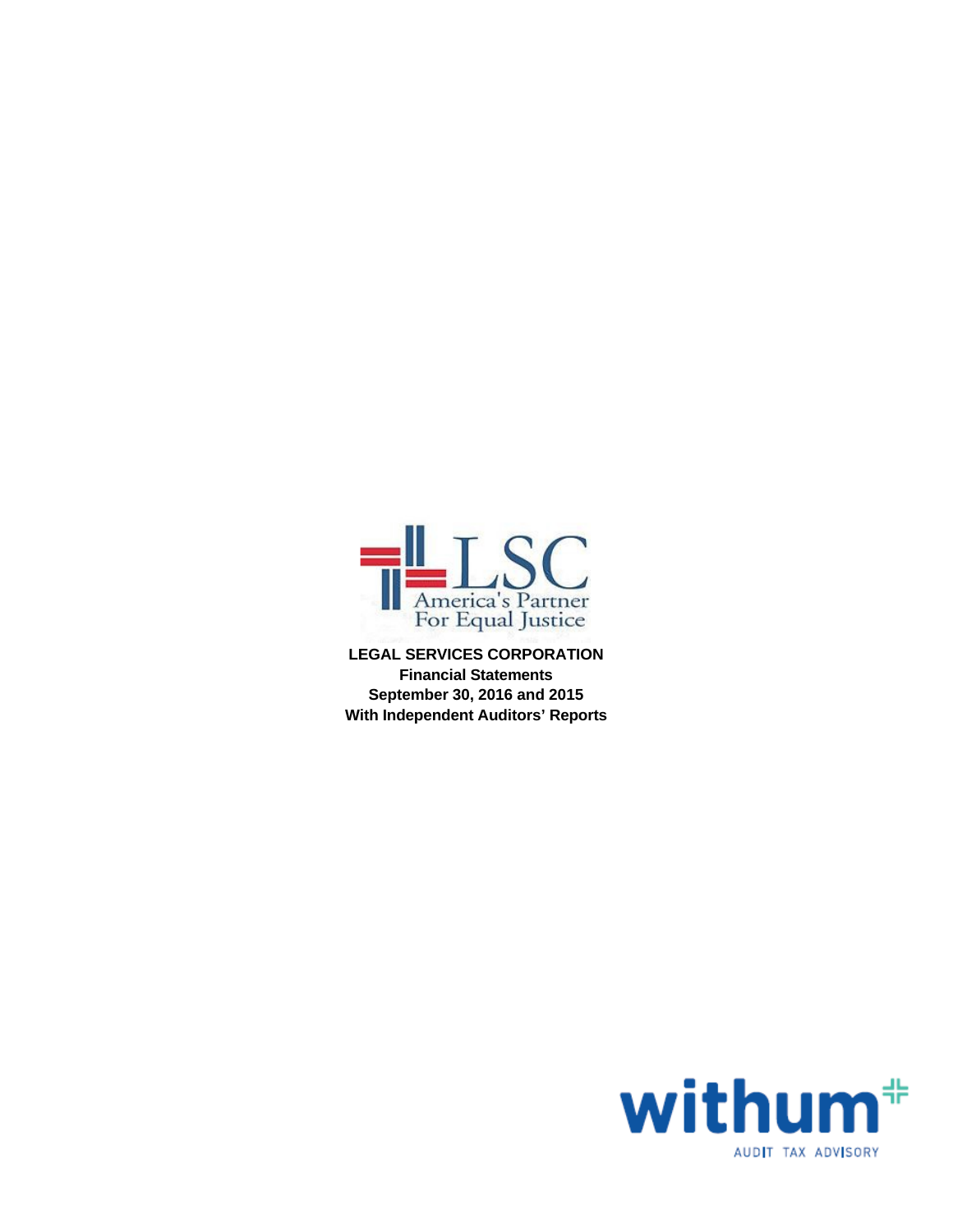LSC
America's Partner
For Equal Justice

**LEGAL SERVICES CORPORATION**
**Financial Statements**
**September 30, 2016 and 2015**
**With Independent Auditors' Reports**

withum
AUDIT TAX ADVISORY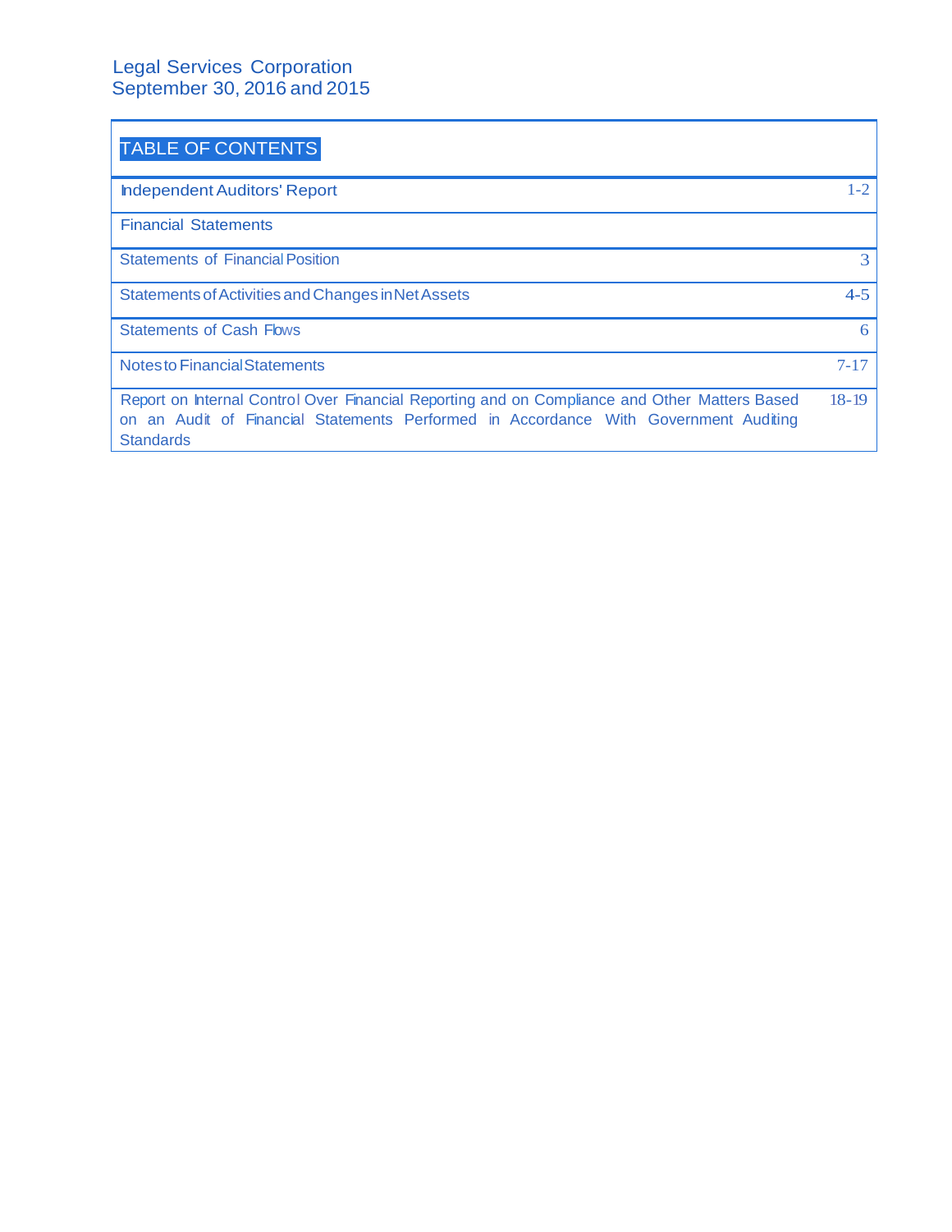Legal Services Corporation
September 30, 2016 and 2015

## TABLE OF CONTENTS

| | |
|---|---|
| Independent Auditors' Report | 1-2 |
| **Financial Statements** | |
| Statements of Financial Position | 3 |
| Statements of Activities and Changes in Net Assets | 4-5 |
| Statements of Cash Flows | 6 |
| Notes to Financial Statements | 7-17 |
| Report on Internal Control Over Financial Reporting and on Compliance and Other Matters Based on an Audit of Financial Statements Performed in Accordance With Government Auditing Standards | 18-19 |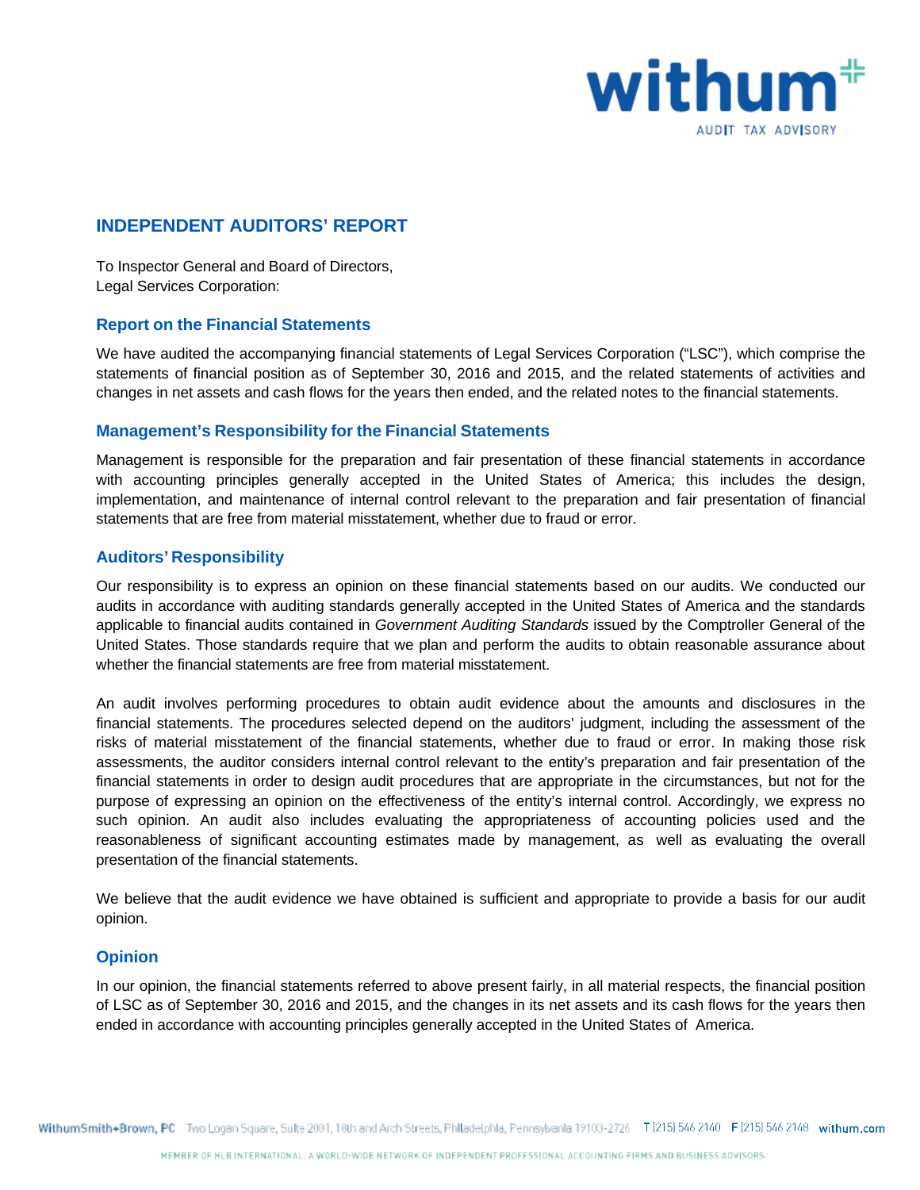# INDEPENDENT AUDITORS' REPORT

To Inspector General and Board of Directors,
Legal Services Corporation:

## Report on the Financial Statements

We have audited the accompanying financial statements of Legal Services Corporation ("LSC"), which comprise the statements of financial position as of September 30, 2016 and 2015, and the related statements of activities and changes in net assets and cash flows for the years then ended, and the related notes to the financial statements.

## Management's Responsibility for the Financial Statements

Management is responsible for the preparation and fair presentation of these financial statements in accordance with accounting principles generally accepted in the United States of America; this includes the design, implementation, and maintenance of internal control relevant to the preparation and fair presentation of financial statements that are free from material misstatement, whether due to fraud or error.

## Auditors' Responsibility

Our responsibility is to express an opinion on these financial statements based on our audits. We conducted our audits in accordance with auditing standards generally accepted in the United States of America and the standards applicable to financial audits contained in *Government Auditing Standards* issued by the Comptroller General of the United States. Those standards require that we plan and perform the audits to obtain reasonable assurance about whether the financial statements are free from material misstatement.

An audit involves performing procedures to obtain audit evidence about the amounts and disclosures in the financial statements. The procedures selected depend on the auditors' judgment, including the assessment of the risks of material misstatement of the financial statements, whether due to fraud or error. In making those risk assessments, the auditor considers internal control relevant to the entity's preparation and fair presentation of the financial statements in order to design audit procedures that are appropriate in the circumstances, but not for the purpose of expressing an opinion on the effectiveness of the entity's internal control. Accordingly, we express no such opinion. An audit also includes evaluating the appropriateness of accounting policies used and the reasonableness of significant accounting estimates made by management, as well as evaluating the overall presentation of the financial statements.

We believe that the audit evidence we have obtained is sufficient and appropriate to provide a basis for our audit opinion.

## Opinion

In our opinion, the financial statements referred to above present fairly, in all material respects, the financial position of LSC as of September 30, 2016 and 2015, and the changes in its net assets and its cash flows for the years then ended in accordance with accounting principles generally accepted in the United States of America.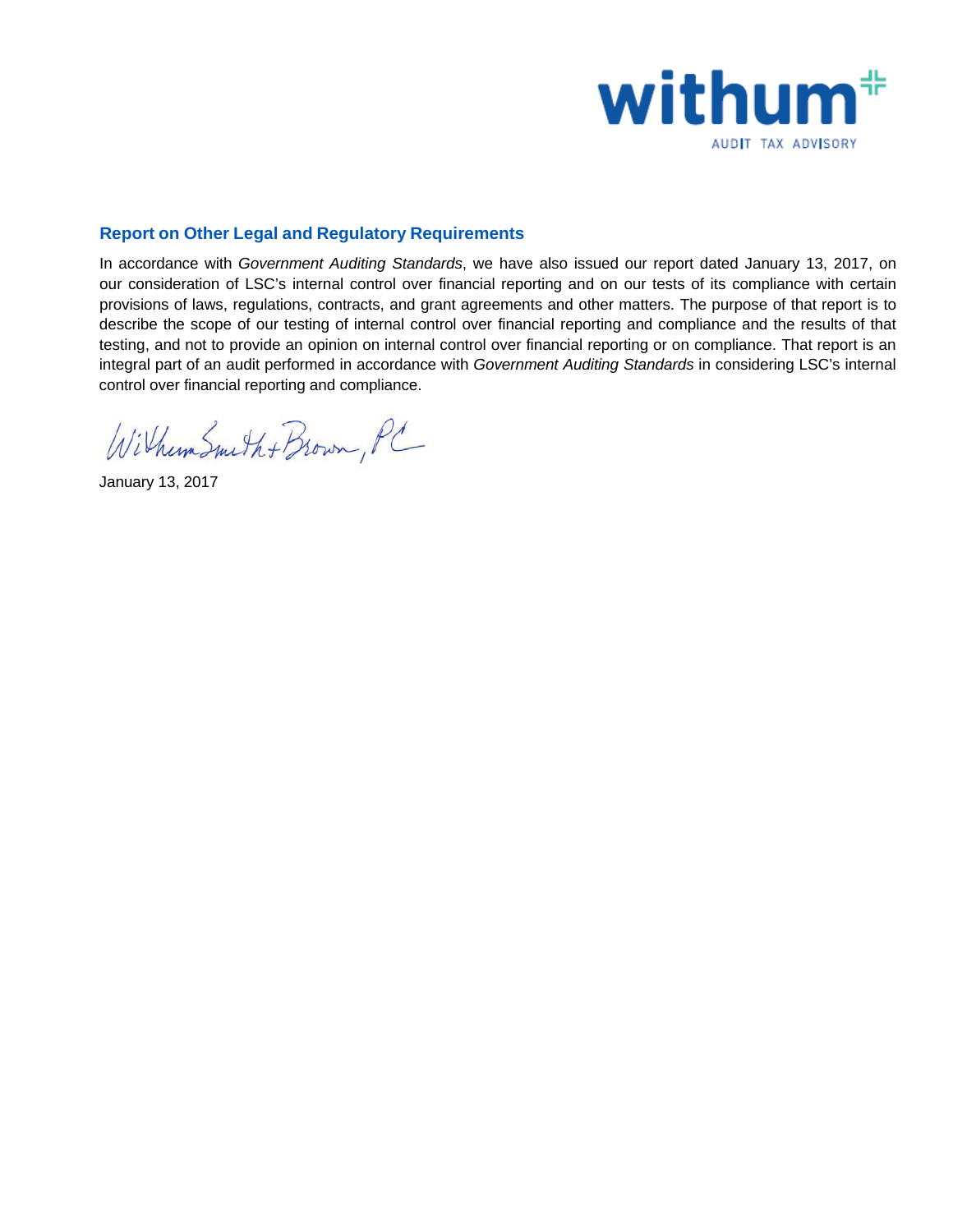## Report on Other Legal and Regulatory Requirements

In accordance with *Government Auditing Standards*, we have also issued our report dated January 13, 2017, on our consideration of LSC's internal control over financial reporting and on our tests of its compliance with certain provisions of laws, regulations, contracts, and grant agreements and other matters. The purpose of that report is to describe the scope of our testing of internal control over financial reporting and compliance and the results of that testing, and not to provide an opinion on internal control over financial reporting or on compliance. That report is an integral part of an audit performed in accordance with *Government Auditing Standards* in considering LSC's internal control over financial reporting and compliance.

Withum Smith + Brown, PC

January 13, 2017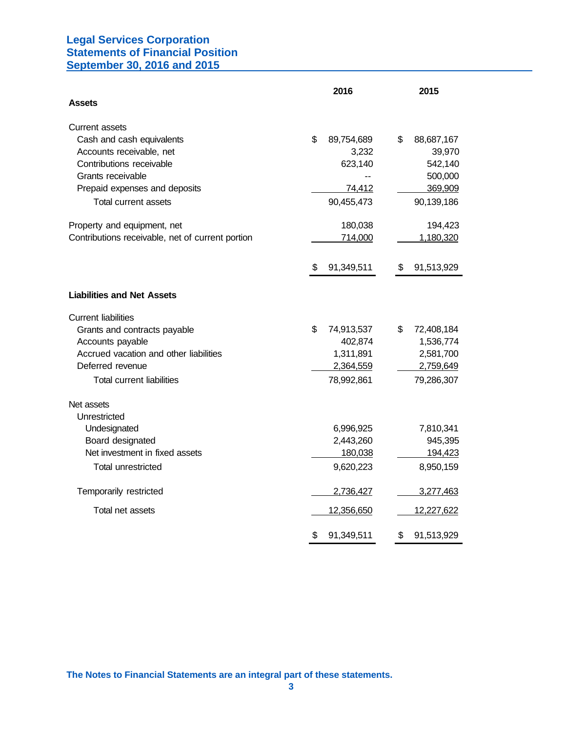# Legal Services Corporation
## Statements of Financial Position
## September 30, 2016 and 2015

| | 2016 | 2015 |
|---|---|---|
| **Assets** | | |
| Current assets | | |
| Cash and cash equivalents | $ 89,754,689 | $ 88,687,167 |
| Accounts receivable, net | 3,232 | 39,970 |
| Contributions receivable | 623,140 | 542,140 |
| Grants receivable | -- | 500,000 |
| Prepaid expenses and deposits | 74,412 | 369,909 |
| Total current assets | 90,455,473 | 90,139,186 |
| Property and equipment, net | 180,038 | 194,423 |
| Contributions receivable, net of current portion | 714,000 | 1,180,320 |
| | $ 91,349,511 | $ 91,513,929 |
| **Liabilities and Net Assets** | | |
| Current liabilities | | |
| Grants and contracts payable | $ 74,913,537 | $ 72,408,184 |
| Accounts payable | 402,874 | 1,536,774 |
| Accrued vacation and other liabilities | 1,311,891 | 2,581,700 |
| Deferred revenue | 2,364,559 | 2,759,649 |
| Total current liabilities | 78,992,861 | 79,286,307 |
| Net assets | | |
| Unrestricted | | |
| Undesignated | 6,996,925 | 7,810,341 |
| Board designated | 2,443,260 | 945,395 |
| Net investment in fixed assets | 180,038 | 194,423 |
| Total unrestricted | 9,620,223 | 8,950,159 |
| Temporarily restricted | 2,736,427 | 3,277,463 |
| Total net assets | 12,356,650 | 12,227,622 |
| | $ 91,349,511 | $ 91,513,929 |

**The Notes to Financial Statements are an integral part of these statements.**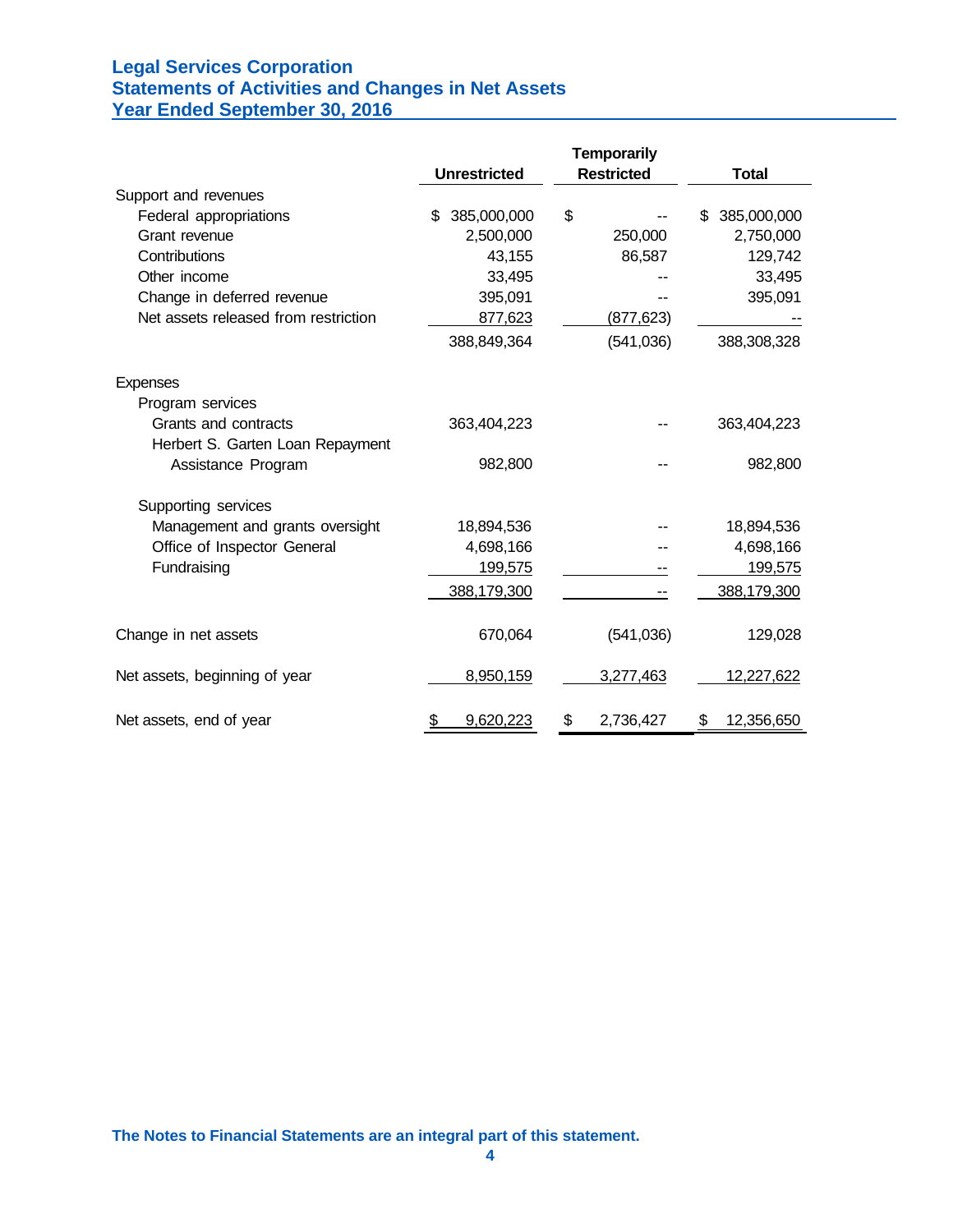# Legal Services Corporation
## Statements of Activities and Changes in Net Assets
## Year Ended September 30, 2016

| | Unrestricted | Temporarily Restricted | Total |
|---|---|---|---|
| **Support and revenues** | | | |
| Federal appropriations | $ 385,000,000 | $ -- | $ 385,000,000 |
| Grant revenue | 2,500,000 | 250,000 | 2,750,000 |
| Contributions | 43,155 | 86,587 | 129,742 |
| Other income | 33,495 | -- | 33,495 |
| Change in deferred revenue | 395,091 | -- | 395,091 |
| Net assets released from restriction | 877,623 | (877,623) | -- |
| | 388,849,364 | (541,036) | 388,308,328 |
| **Expenses** | | | |
| Program services | | | |
| Grants and contracts | 363,404,223 | -- | 363,404,223 |
| Herbert S. Garten Loan Repayment Assistance Program | 982,800 | -- | 982,800 |
| Supporting services | | | |
| Management and grants oversight | 18,894,536 | -- | 18,894,536 |
| Office of Inspector General | 4,698,166 | -- | 4,698,166 |
| Fundraising | 199,575 | -- | 199,575 |
| | 388,179,300 | -- | 388,179,300 |
| Change in net assets | 670,064 | (541,036) | 129,028 |
| Net assets, beginning of year | 8,950,159 | 3,277,463 | 12,227,622 |
| Net assets, end of year | $ 9,620,223 | $ 2,736,427 | $ 12,356,650 |

**The Notes to Financial Statements are an integral part of this statement.**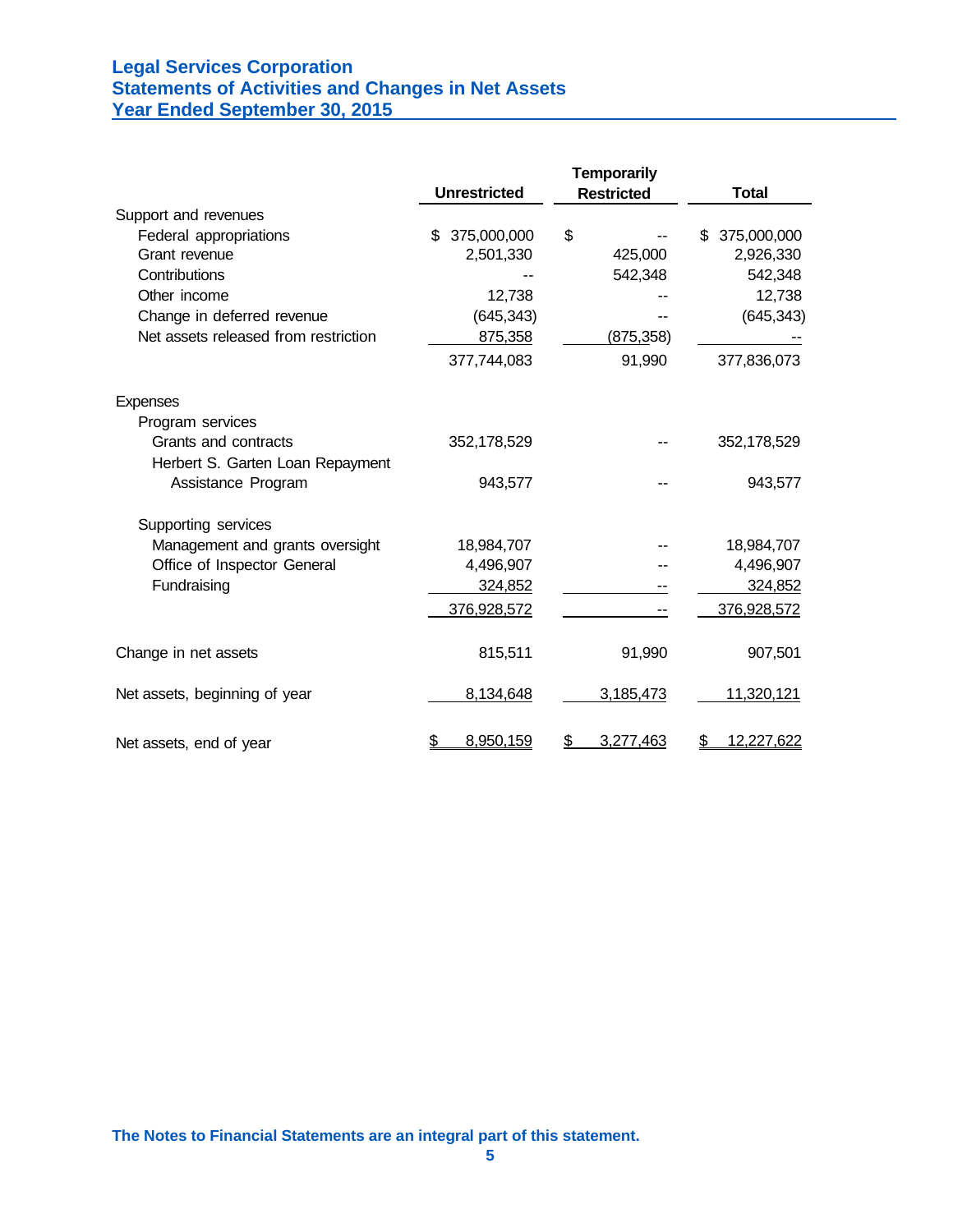# Legal Services Corporation
## Statements of Activities and Changes in Net Assets
## Year Ended September 30, 2015

| | Unrestricted | Temporarily Restricted | Total |
|---|---|---|---|
| Support and revenues | | | |
| Federal appropriations | $ 375,000,000 | $ -- | $ 375,000,000 |
| Grant revenue | 2,501,330 | 425,000 | 2,926,330 |
| Contributions | -- | 542,348 | 542,348 |
| Other income | 12,738 | -- | 12,738 |
| Change in deferred revenue | (645,343) | -- | (645,343) |
| Net assets released from restriction | 875,358 | (875,358) | -- |
| | 377,744,083 | 91,990 | 377,836,073 |
| Expenses | | | |
| Program services | | | |
| Grants and contracts | 352,178,529 | -- | 352,178,529 |
| Herbert S. Garten Loan Repayment Assistance Program | 943,577 | -- | 943,577 |
| Supporting services | | | |
| Management and grants oversight | 18,984,707 | -- | 18,984,707 |
| Office of Inspector General | 4,496,907 | -- | 4,496,907 |
| Fundraising | 324,852 | -- | 324,852 |
| | 376,928,572 | -- | 376,928,572 |
| Change in net assets | 815,511 | 91,990 | 907,501 |
| Net assets, beginning of year | 8,134,648 | 3,185,473 | 11,320,121 |
| Net assets, end of year | $ 8,950,159 | $ 3,277,463 | $ 12,227,622 |

**The Notes to Financial Statements are an integral part of this statement.**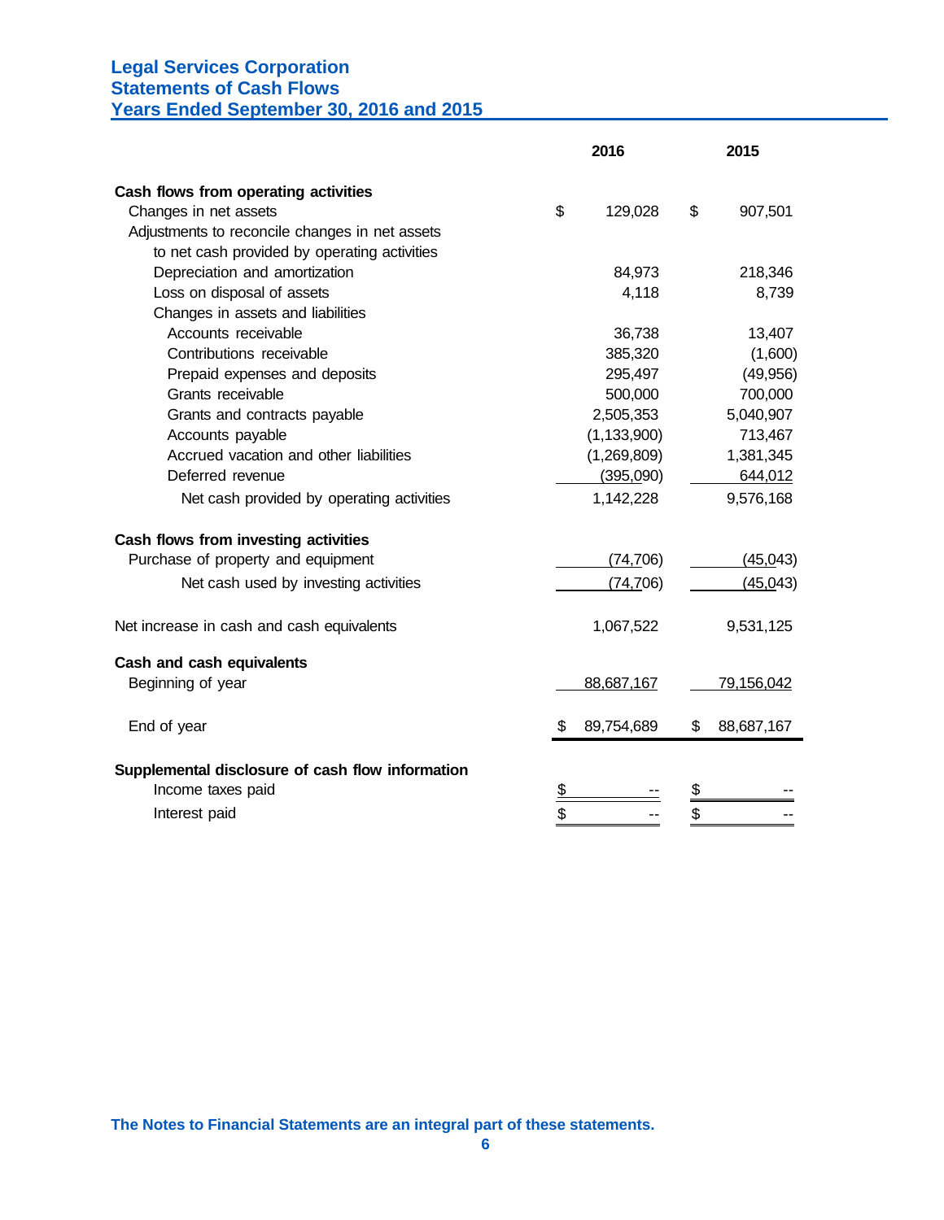# Legal Services Corporation
## Statements of Cash Flows
## Years Ended September 30, 2016 and 2015

| | 2016 | 2015 |
|---|---|---|
| **Cash flows from operating activities** | | |
| Changes in net assets | $ 129,028 | $ 907,501 |
| Adjustments to reconcile changes in net assets to net cash provided by operating activities | | |
| Depreciation and amortization | 84,973 | 218,346 |
| Loss on disposal of assets | 4,118 | 8,739 |
| Changes in assets and liabilities | | |
| Accounts receivable | 36,738 | 13,407 |
| Contributions receivable | 385,320 | (1,600) |
| Prepaid expenses and deposits | 295,497 | (49,956) |
| Grants receivable | 500,000 | 700,000 |
| Grants and contracts payable | 2,505,353 | 5,040,907 |
| Accounts payable | (1,133,900) | 713,467 |
| Accrued vacation and other liabilities | (1,269,809) | 1,381,345 |
| Deferred revenue | (395,090) | 644,012 |
| Net cash provided by operating activities | 1,142,228 | 9,576,168 |
| **Cash flows from investing activities** | | |
| Purchase of property and equipment | (74,706) | (45,043) |
| Net cash used by investing activities | (74,706) | (45,043) |
| Net increase in cash and cash equivalents | 1,067,522 | 9,531,125 |
| **Cash and cash equivalents** | | |
| Beginning of year | 88,687,167 | 79,156,042 |
| End of year | $ 89,754,689 | $ 88,687,167 |
| **Supplemental disclosure of cash flow information** | | |
| Income taxes paid | $ -- | $ -- |
| Interest paid | $ -- | $ -- |

**The Notes to Financial Statements are an integral part of these statements.**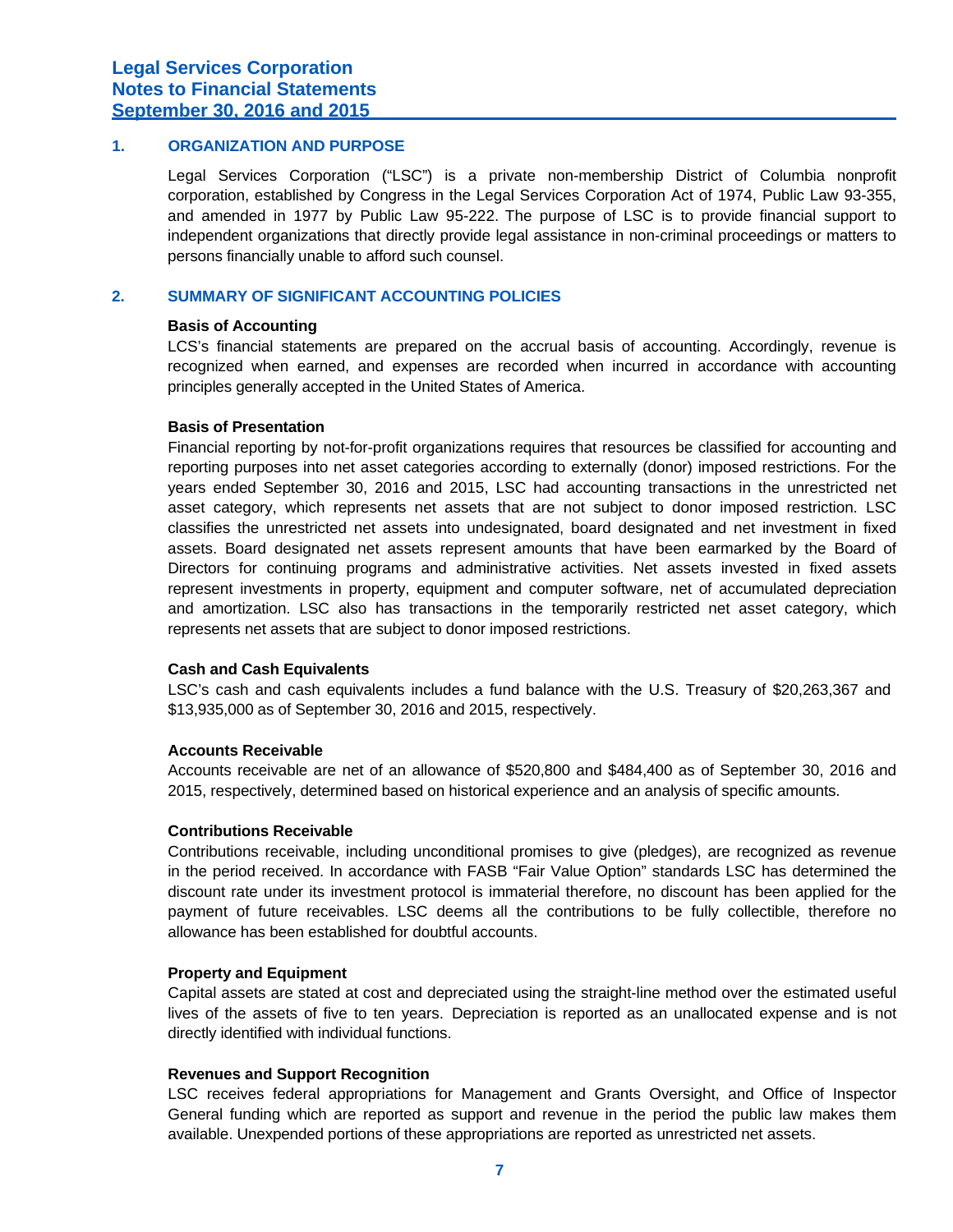# Legal Services Corporation
# Notes to Financial Statements
# September 30, 2016 and 2015

## 1. ORGANIZATION AND PURPOSE

Legal Services Corporation ("LSC") is a private non-membership District of Columbia nonprofit corporation, established by Congress in the Legal Services Corporation Act of 1974, Public Law 93-355, and amended in 1977 by Public Law 95-222. The purpose of LSC is to provide financial support to independent organizations that directly provide legal assistance in non-criminal proceedings or matters to persons financially unable to afford such counsel.

## 2. SUMMARY OF SIGNIFICANT ACCOUNTING POLICIES

### Basis of Accounting

LCS's financial statements are prepared on the accrual basis of accounting. Accordingly, revenue is recognized when earned, and expenses are recorded when incurred in accordance with accounting principles generally accepted in the United States of America.

### Basis of Presentation

Financial reporting by not-for-profit organizations requires that resources be classified for accounting and reporting purposes into net asset categories according to externally (donor) imposed restrictions. For the years ended September 30, 2016 and 2015, LSC had accounting transactions in the unrestricted net asset category, which represents net assets that are not subject to donor imposed restriction. LSC classifies the unrestricted net assets into undesignated, board designated and net investment in fixed assets. Board designated net assets represent amounts that have been earmarked by the Board of Directors for continuing programs and administrative activities. Net assets invested in fixed assets represent investments in property, equipment and computer software, net of accumulated depreciation and amortization. LSC also has transactions in the temporarily restricted net asset category, which represents net assets that are subject to donor imposed restrictions.

### Cash and Cash Equivalents

LSC's cash and cash equivalents includes a fund balance with the U.S. Treasury of $20,263,367 and $13,935,000 as of September 30, 2016 and 2015, respectively.

### Accounts Receivable

Accounts receivable are net of an allowance of $520,800 and $484,400 as of September 30, 2016 and 2015, respectively, determined based on historical experience and an analysis of specific amounts.

### Contributions Receivable

Contributions receivable, including unconditional promises to give (pledges), are recognized as revenue in the period received. In accordance with FASB "Fair Value Option" standards LSC has determined the discount rate under its investment protocol is immaterial therefore, no discount has been applied for the payment of future receivables. LSC deems all the contributions to be fully collectible, therefore no allowance has been established for doubtful accounts.

### Property and Equipment

Capital assets are stated at cost and depreciated using the straight-line method over the estimated useful lives of the assets of five to ten years. Depreciation is reported as an unallocated expense and is not directly identified with individual functions.

### Revenues and Support Recognition

LSC receives federal appropriations for Management and Grants Oversight, and Office of Inspector General funding which are reported as support and revenue in the period the public law makes them available. Unexpended portions of these appropriations are reported as unrestricted net assets.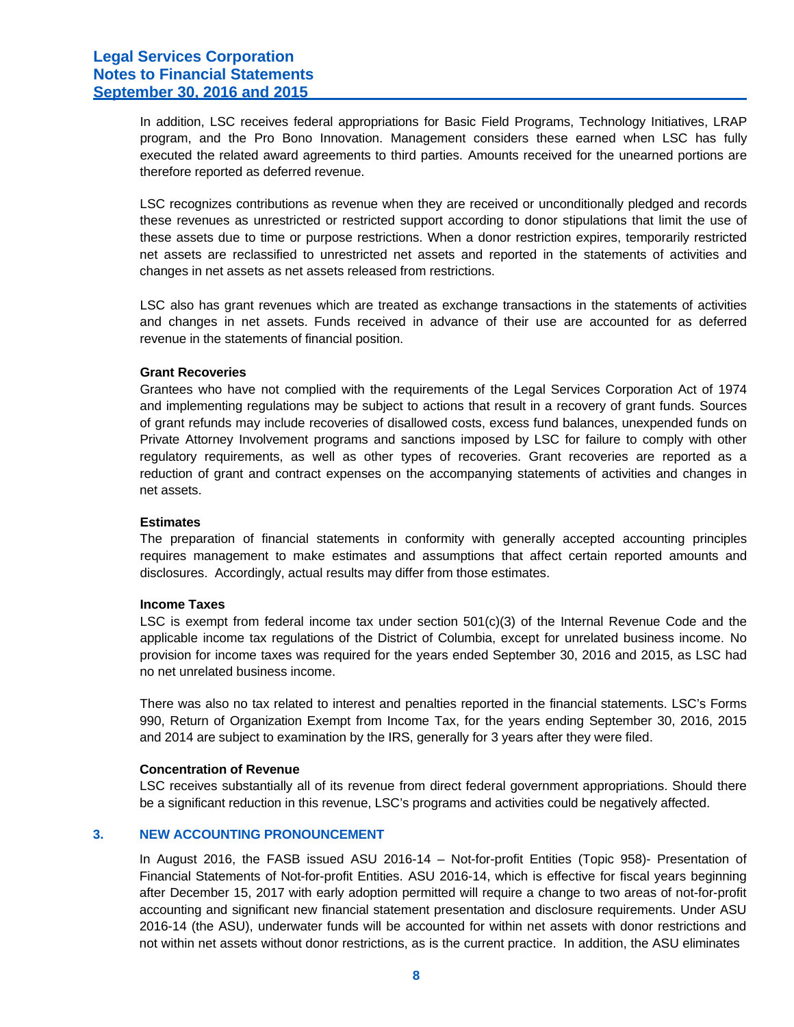In addition, LSC receives federal appropriations for Basic Field Programs, Technology Initiatives, LRAP program, and the Pro Bono Innovation. Management considers these earned when LSC has fully executed the related award agreements to third parties. Amounts received for the unearned portions are therefore reported as deferred revenue.

LSC recognizes contributions as revenue when they are received or unconditionally pledged and records these revenues as unrestricted or restricted support according to donor stipulations that limit the use of these assets due to time or purpose restrictions. When a donor restriction expires, temporarily restricted net assets are reclassified to unrestricted net assets and reported in the statements of activities and changes in net assets as net assets released from restrictions.

LSC also has grant revenues which are treated as exchange transactions in the statements of activities and changes in net assets. Funds received in advance of their use are accounted for as deferred revenue in the statements of financial position.

**Grant Recoveries**

Grantees who have not complied with the requirements of the Legal Services Corporation Act of 1974 and implementing regulations may be subject to actions that result in a recovery of grant funds. Sources of grant refunds may include recoveries of disallowed costs, excess fund balances, unexpended funds on Private Attorney Involvement programs and sanctions imposed by LSC for failure to comply with other regulatory requirements, as well as other types of recoveries. Grant recoveries are reported as a reduction of grant and contract expenses on the accompanying statements of activities and changes in net assets.

**Estimates**

The preparation of financial statements in conformity with generally accepted accounting principles requires management to make estimates and assumptions that affect certain reported amounts and disclosures. Accordingly, actual results may differ from those estimates.

**Income Taxes**

LSC is exempt from federal income tax under section 501(c)(3) of the Internal Revenue Code and the applicable income tax regulations of the District of Columbia, except for unrelated business income. No provision for income taxes was required for the years ended September 30, 2016 and 2015, as LSC had no net unrelated business income.

There was also no tax related to interest and penalties reported in the financial statements. LSC's Forms 990, Return of Organization Exempt from Income Tax, for the years ending September 30, 2016, 2015 and 2014 are subject to examination by the IRS, generally for 3 years after they were filed.

**Concentration of Revenue**

LSC receives substantially all of its revenue from direct federal government appropriations. Should there be a significant reduction in this revenue, LSC's programs and activities could be negatively affected.

## 3. NEW ACCOUNTING PRONOUNCEMENT

In August 2016, the FASB issued ASU 2016-14 – Not-for-profit Entities (Topic 958)- Presentation of Financial Statements of Not-for-profit Entities. ASU 2016-14, which is effective for fiscal years beginning after December 15, 2017 with early adoption permitted will require a change to two areas of not-for-profit accounting and significant new financial statement presentation and disclosure requirements. Under ASU 2016-14 (the ASU), underwater funds will be accounted for within net assets with donor restrictions and not within net assets without donor restrictions, as is the current practice. In addition, the ASU eliminates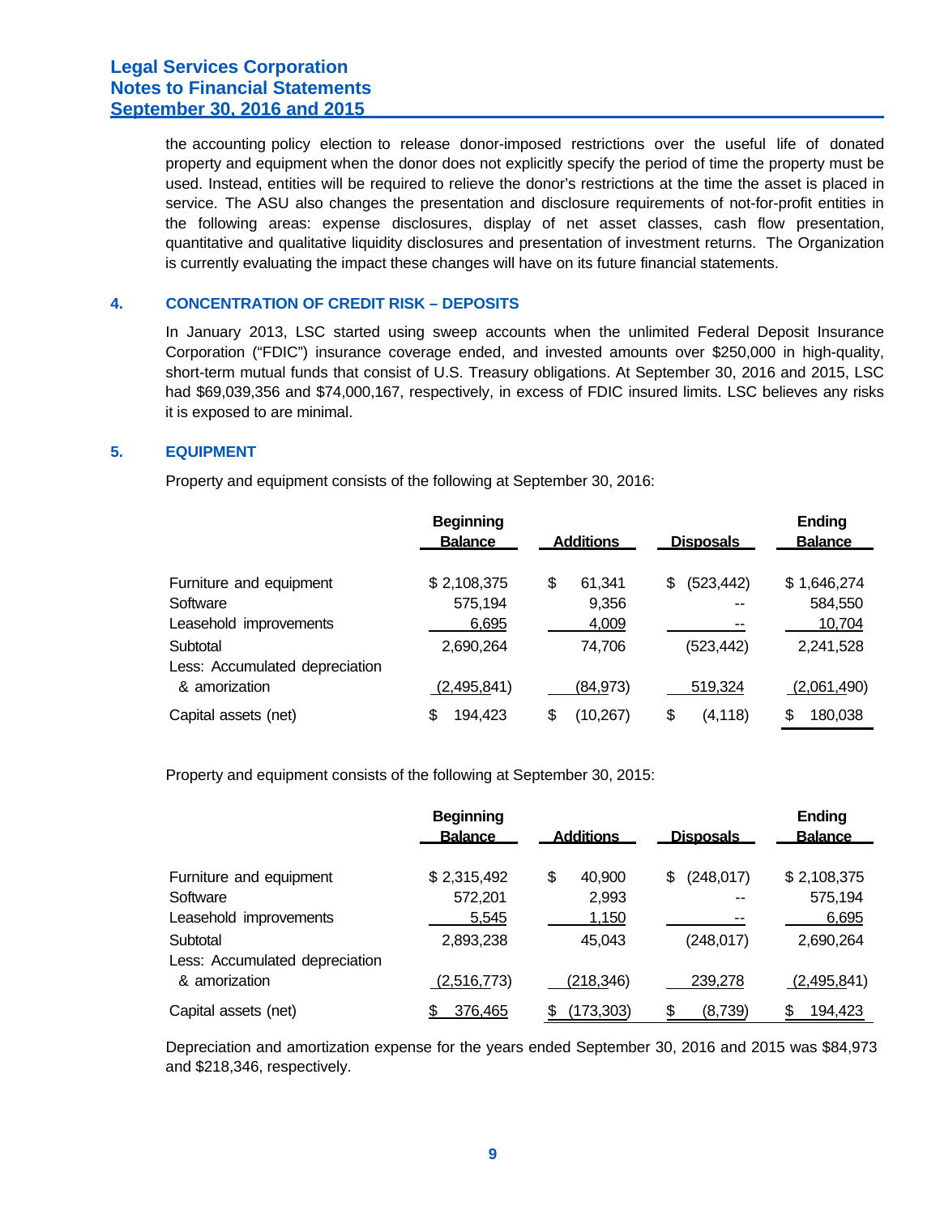the accounting policy election to release donor-imposed restrictions over the useful life of donated property and equipment when the donor does not explicitly specify the period of time the property must be used. Instead, entities will be required to relieve the donor's restrictions at the time the asset is placed in service. The ASU also changes the presentation and disclosure requirements of not-for-profit entities in the following areas: expense disclosures, display of net asset classes, cash flow presentation, quantitative and qualitative liquidity disclosures and presentation of investment returns. The Organization is currently evaluating the impact these changes will have on its future financial statements.

## 4. CONCENTRATION OF CREDIT RISK – DEPOSITS

In January 2013, LSC started using sweep accounts when the unlimited Federal Deposit Insurance Corporation ("FDIC") insurance coverage ended, and invested amounts over $250,000 in high-quality, short-term mutual funds that consist of U.S. Treasury obligations. At September 30, 2016 and 2015, LSC had $69,039,356 and $74,000,167, respectively, in excess of FDIC insured limits. LSC believes any risks it is exposed to are minimal.

## 5. EQUIPMENT

Property and equipment consists of the following at September 30, 2016:

| | Beginning Balance | Additions | Disposals | Ending Balance |
|---|---|---|---|---|
| Furniture and equipment | $ 2,108,375 | $ 61,341 | $ (523,442) | $ 1,646,274 |
| Software | 575,194 | 9,356 | -- | 584,550 |
| Leasehold improvements | 6,695 | 4,009 | -- | 10,704 |
| Subtotal | 2,690,264 | 74,706 | (523,442) | 2,241,528 |
| Less: Accumulated depreciation & amorization | (2,495,841) | (84,973) | 519,324 | (2,061,490) |
| Capital assets (net) | $ 194,423 | $ (10,267) | $ (4,118) | $ 180,038 |

Property and equipment consists of the following at September 30, 2015:

| | Beginning Balance | Additions | Disposals | Ending Balance |
|---|---|---|---|---|
| Furniture and equipment | $ 2,315,492 | $ 40,900 | $ (248,017) | $ 2,108,375 |
| Software | 572,201 | 2,993 | -- | 575,194 |
| Leasehold improvements | 5,545 | 1,150 | -- | 6,695 |
| Subtotal | 2,893,238 | 45,043 | (248,017) | 2,690,264 |
| Less: Accumulated depreciation & amorization | (2,516,773) | (218,346) | 239,278 | (2,495,841) |
| Capital assets (net) | $ 376,465 | $ (173,303) | $ (8,739) | $ 194,423 |

Depreciation and amortization expense for the years ended September 30, 2016 and 2015 was $84,973 and $218,346, respectively.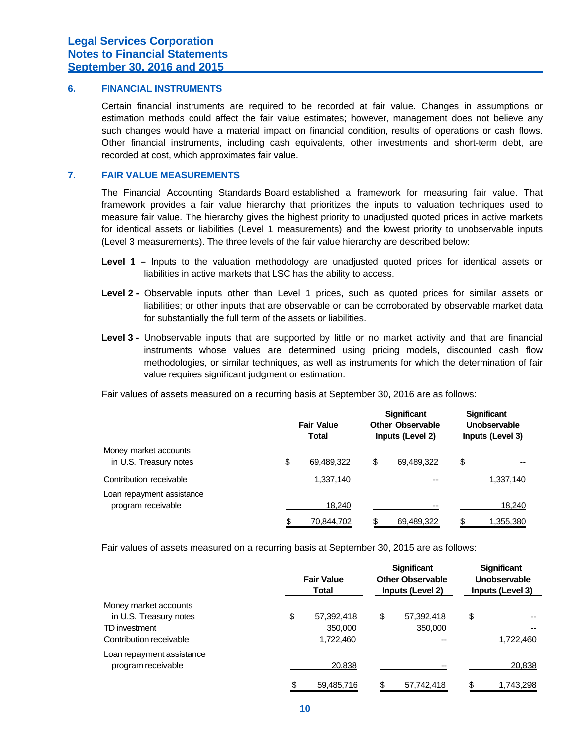## 6. FINANCIAL INSTRUMENTS

Certain financial instruments are required to be recorded at fair value. Changes in assumptions or estimation methods could affect the fair value estimates; however, management does not believe any such changes would have a material impact on financial condition, results of operations or cash flows. Other financial instruments, including cash equivalents, other investments and short-term debt, are recorded at cost, which approximates fair value.

## 7. FAIR VALUE MEASUREMENTS

The Financial Accounting Standards Board established a framework for measuring fair value. That framework provides a fair value hierarchy that prioritizes the inputs to valuation techniques used to measure fair value. The hierarchy gives the highest priority to unadjusted quoted prices in active markets for identical assets or liabilities (Level 1 measurements) and the lowest priority to unobservable inputs (Level 3 measurements). The three levels of the fair value hierarchy are described below:

**Level 1 –** Inputs to the valuation methodology are unadjusted quoted prices for identical assets or liabilities in active markets that LSC has the ability to access.

**Level 2 -** Observable inputs other than Level 1 prices, such as quoted prices for similar assets or liabilities; or other inputs that are observable or can be corroborated by observable market data for substantially the full term of the assets or liabilities.

**Level 3 -** Unobservable inputs that are supported by little or no market activity and that are financial instruments whose values are determined using pricing models, discounted cash flow methodologies, or similar techniques, as well as instruments for which the determination of fair value requires significant judgment or estimation.

Fair values of assets measured on a recurring basis at September 30, 2016 are as follows:

| | Fair Value Total | Significant Other Observable Inputs (Level 2) | Significant Unobservable Inputs (Level 3) |
|---|---|---|---|
| Money market accounts in U.S. Treasury notes | $ 69,489,322 | $ 69,489,322 | $ -- |
| Contribution receivable | 1,337,140 | -- | 1,337,140 |
| Loan repayment assistance program receivable | 18,240 | -- | 18,240 |
| | $ 70,844,702 | $ 69,489,322 | $ 1,355,380 |

Fair values of assets measured on a recurring basis at September 30, 2015 are as follows:

| | Fair Value Total | Significant Other Observable Inputs (Level 2) | Significant Unobservable Inputs (Level 3) |
|---|---|---|---|
| Money market accounts in U.S. Treasury notes | $ 57,392,418 | $ 57,392,418 | $ -- |
| TD investment | 350,000 | 350,000 | -- |
| Contribution receivable | 1,722,460 | -- | 1,722,460 |
| Loan repayment assistance program receivable | 20,838 | -- | 20,838 |
| | $ 59,485,716 | $ 57,742,418 | $ 1,743,298 |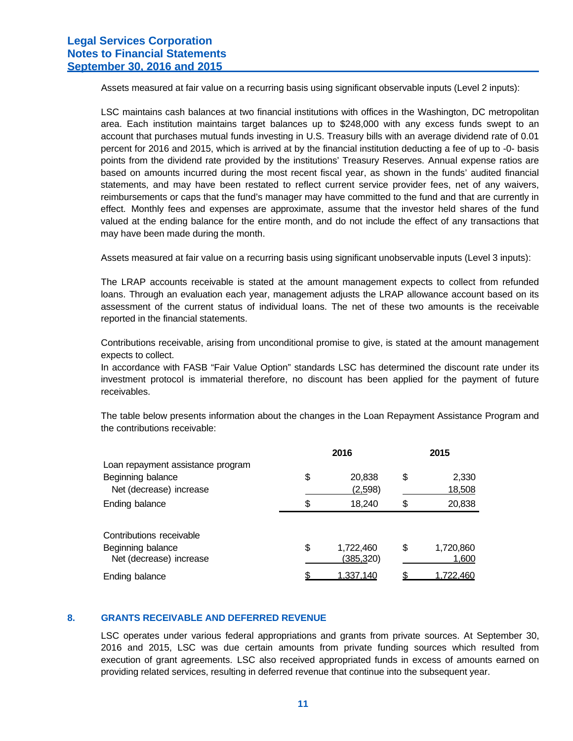Assets measured at fair value on a recurring basis using significant observable inputs (Level 2 inputs):

LSC maintains cash balances at two financial institutions with offices in the Washington, DC metropolitan area. Each institution maintains target balances up to $248,000 with any excess funds swept to an account that purchases mutual funds investing in U.S. Treasury bills with an average dividend rate of 0.01 percent for 2016 and 2015, which is arrived at by the financial institution deducting a fee of up to -0- basis points from the dividend rate provided by the institutions' Treasury Reserves. Annual expense ratios are based on amounts incurred during the most recent fiscal year, as shown in the funds' audited financial statements, and may have been restated to reflect current service provider fees, net of any waivers, reimbursements or caps that the fund's manager may have committed to the fund and that are currently in effect. Monthly fees and expenses are approximate, assume that the investor held shares of the fund valued at the ending balance for the entire month, and do not include the effect of any transactions that may have been made during the month.

Assets measured at fair value on a recurring basis using significant unobservable inputs (Level 3 inputs):

The LRAP accounts receivable is stated at the amount management expects to collect from refunded loans. Through an evaluation each year, management adjusts the LRAP allowance account based on its assessment of the current status of individual loans. The net of these two amounts is the receivable reported in the financial statements.

Contributions receivable, arising from unconditional promise to give, is stated at the amount management expects to collect.
In accordance with FASB "Fair Value Option" standards LSC has determined the discount rate under its investment protocol is immaterial therefore, no discount has been applied for the payment of future receivables.

The table below presents information about the changes in the Loan Repayment Assistance Program and the contributions receivable:

| | 2016 | 2015 |
|---|---|---|
| Loan repayment assistance program | | |
| Beginning balance | $ 20,838 | $ 2,330 |
| Net (decrease) increase | (2,598) | 18,508 |
| Ending balance | $ 18,240 | $ 20,838 |
| | | |
| Contributions receivable | | |
| Beginning balance | $ 1,722,460 | $ 1,720,860 |
| Net (decrease) increase | (385,320) | 1,600 |
| Ending balance | $ 1,337,140 | $ 1,722,460 |

## 8. GRANTS RECEIVABLE AND DEFERRED REVENUE

LSC operates under various federal appropriations and grants from private sources. At September 30, 2016 and 2015, LSC was due certain amounts from private funding sources which resulted from execution of grant agreements. LSC also received appropriated funds in excess of amounts earned on providing related services, resulting in deferred revenue that continue into the subsequent year.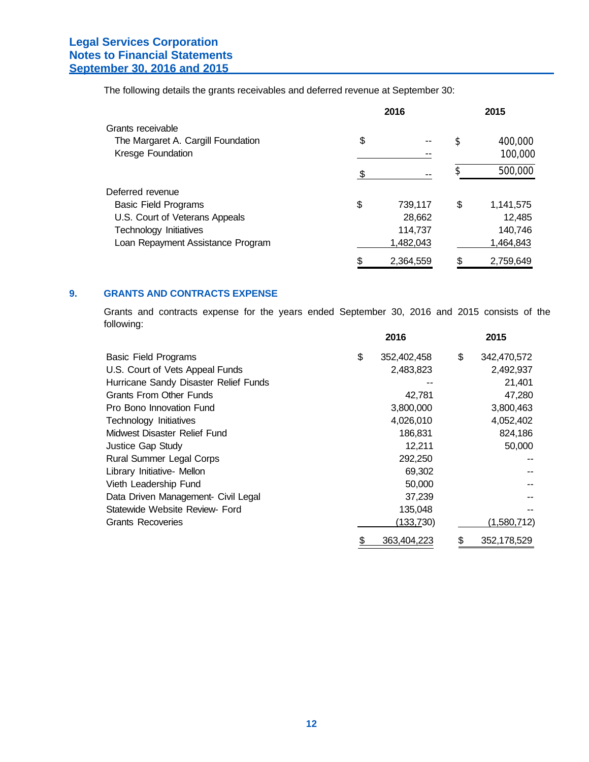The following details the grants receivables and deferred revenue at September 30:

| | 2016 | 2015 |
|---|---|---|
| Grants receivable | | |
| The Margaret A. Cargill Foundation | $ -- | $ 400,000 |
| Kresge Foundation | -- | 100,000 |
| | $ -- | $ 500,000 |
| Deferred revenue | | |
| Basic Field Programs | $ 739,117 | $ 1,141,575 |
| U.S. Court of Veterans Appeals | 28,662 | 12,485 |
| Technology Initiatives | 114,737 | 140,746 |
| Loan Repayment Assistance Program | 1,482,043 | 1,464,843 |
| | $ 2,364,559 | $ 2,759,649 |

## 9. GRANTS AND CONTRACTS EXPENSE

Grants and contracts expense for the years ended September 30, 2016 and 2015 consists of the following:

| | 2016 | 2015 |
|---|---|---|
| Basic Field Programs | $ 352,402,458 | $ 342,470,572 |
| U.S. Court of Vets Appeal Funds | 2,483,823 | 2,492,937 |
| Hurricane Sandy Disaster Relief Funds | -- | 21,401 |
| Grants From Other Funds | 42,781 | 47,280 |
| Pro Bono Innovation Fund | 3,800,000 | 3,800,463 |
| Technology Initiatives | 4,026,010 | 4,052,402 |
| Midwest Disaster Relief Fund | 186,831 | 824,186 |
| Justice Gap Study | 12,211 | 50,000 |
| Rural Summer Legal Corps | 292,250 | -- |
| Library Initiative- Mellon | 69,302 | -- |
| Vieth Leadership Fund | 50,000 | -- |
| Data Driven Management- Civil Legal | 37,239 | -- |
| Statewide Website Review- Ford | 135,048 | -- |
| Grants Recoveries | (133,730) | (1,580,712) |
| | $ 363,404,223 | $ 352,178,529 |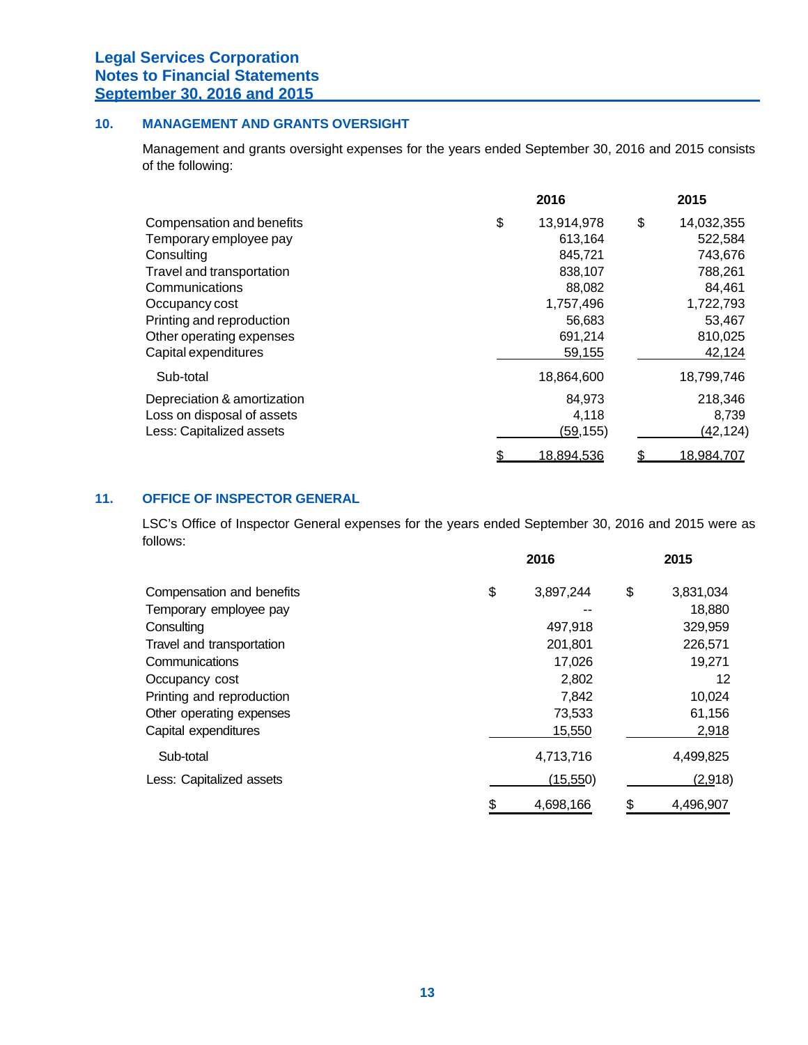## 10. MANAGEMENT AND GRANTS OVERSIGHT

Management and grants oversight expenses for the years ended September 30, 2016 and 2015 consists of the following:

| | 2016 | 2015 |
|---|---|---|
| Compensation and benefits | $ 13,914,978 | $ 14,032,355 |
| Temporary employee pay | 613,164 | 522,584 |
| Consulting | 845,721 | 743,676 |
| Travel and transportation | 838,107 | 788,261 |
| Communications | 88,082 | 84,461 |
| Occupancy cost | 1,757,496 | 1,722,793 |
| Printing and reproduction | 56,683 | 53,467 |
| Other operating expenses | 691,214 | 810,025 |
| Capital expenditures | 59,155 | 42,124 |
| Sub-total | 18,864,600 | 18,799,746 |
| Depreciation & amortization | 84,973 | 218,346 |
| Loss on disposal of assets | 4,118 | 8,739 |
| Less: Capitalized assets | (59,155) | (42,124) |
| | $ 18,894,536 | $ 18,984,707 |

## 11. OFFICE OF INSPECTOR GENERAL

LSC's Office of Inspector General expenses for the years ended September 30, 2016 and 2015 were as follows:

| | 2016 | 2015 |
|---|---|---|
| Compensation and benefits | $ 3,897,244 | $ 3,831,034 |
| Temporary employee pay | -- | 18,880 |
| Consulting | 497,918 | 329,959 |
| Travel and transportation | 201,801 | 226,571 |
| Communications | 17,026 | 19,271 |
| Occupancy cost | 2,802 | 12 |
| Printing and reproduction | 7,842 | 10,024 |
| Other operating expenses | 73,533 | 61,156 |
| Capital expenditures | 15,550 | 2,918 |
| Sub-total | 4,713,716 | 4,499,825 |
| Less: Capitalized assets | (15,550) | (2,918) |
| | $ 4,698,166 | $ 4,496,907 |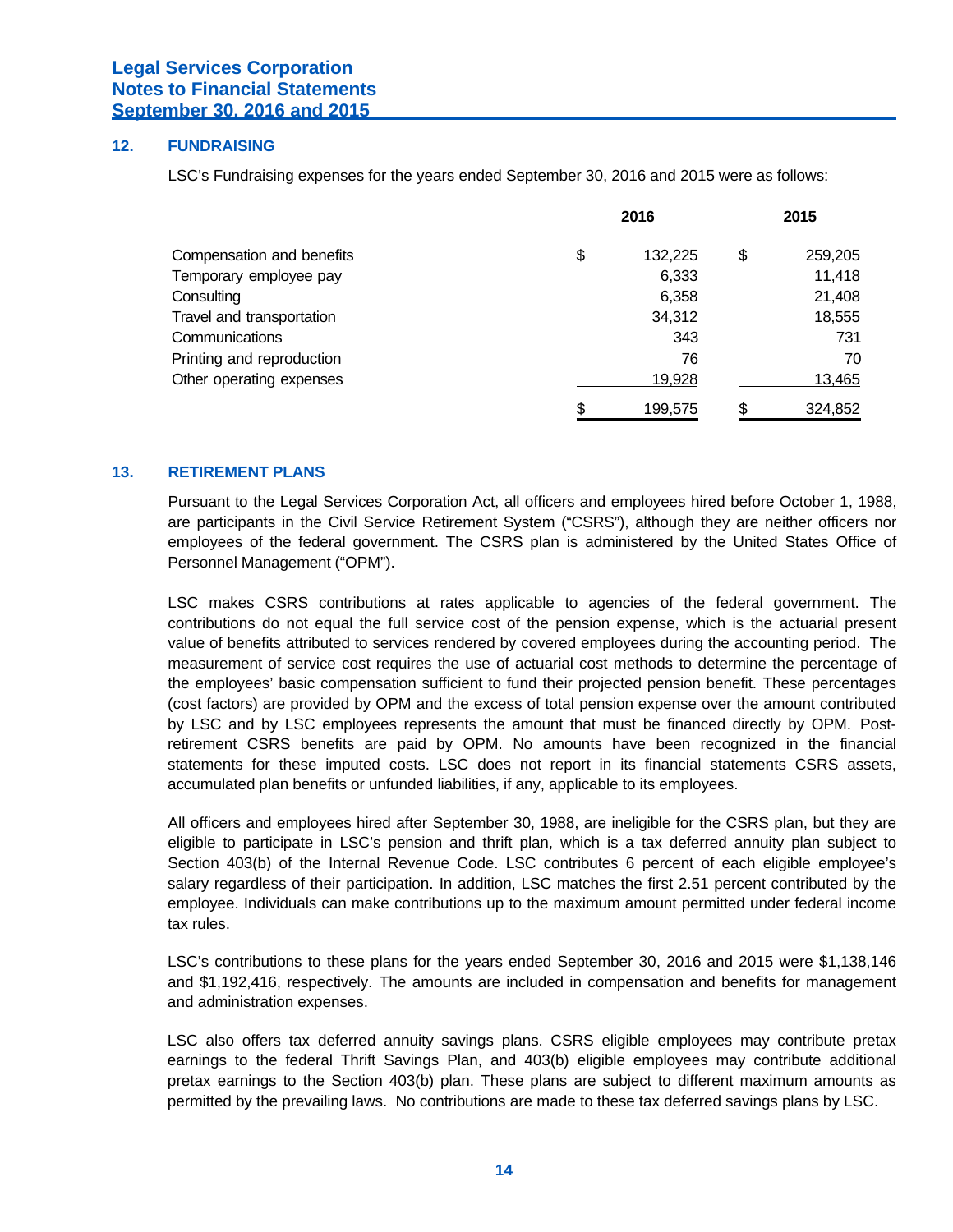## 12. FUNDRAISING

LSC's Fundraising expenses for the years ended September 30, 2016 and 2015 were as follows:

| | 2016 | 2015 |
|---|---|---|
| Compensation and benefits | $ 132,225 | $ 259,205 |
| Temporary employee pay | 6,333 | 11,418 |
| Consulting | 6,358 | 21,408 |
| Travel and transportation | 34,312 | 18,555 |
| Communications | 343 | 731 |
| Printing and reproduction | 76 | 70 |
| Other operating expenses | 19,928 | 13,465 |
| | $ 199,575 | $ 324,852 |

## 13. RETIREMENT PLANS

Pursuant to the Legal Services Corporation Act, all officers and employees hired before October 1, 1988, are participants in the Civil Service Retirement System ("CSRS"), although they are neither officers nor employees of the federal government. The CSRS plan is administered by the United States Office of Personnel Management ("OPM").

LSC makes CSRS contributions at rates applicable to agencies of the federal government. The contributions do not equal the full service cost of the pension expense, which is the actuarial present value of benefits attributed to services rendered by covered employees during the accounting period. The measurement of service cost requires the use of actuarial cost methods to determine the percentage of the employees' basic compensation sufficient to fund their projected pension benefit. These percentages (cost factors) are provided by OPM and the excess of total pension expense over the amount contributed by LSC and by LSC employees represents the amount that must be financed directly by OPM. Post-retirement CSRS benefits are paid by OPM. No amounts have been recognized in the financial statements for these imputed costs. LSC does not report in its financial statements CSRS assets, accumulated plan benefits or unfunded liabilities, if any, applicable to its employees.

All officers and employees hired after September 30, 1988, are ineligible for the CSRS plan, but they are eligible to participate in LSC's pension and thrift plan, which is a tax deferred annuity plan subject to Section 403(b) of the Internal Revenue Code. LSC contributes 6 percent of each eligible employee's salary regardless of their participation. In addition, LSC matches the first 2.51 percent contributed by the employee. Individuals can make contributions up to the maximum amount permitted under federal income tax rules.

LSC's contributions to these plans for the years ended September 30, 2016 and 2015 were $1,138,146 and $1,192,416, respectively. The amounts are included in compensation and benefits for management and administration expenses.

LSC also offers tax deferred annuity savings plans. CSRS eligible employees may contribute pretax earnings to the federal Thrift Savings Plan, and 403(b) eligible employees may contribute additional pretax earnings to the Section 403(b) plan. These plans are subject to different maximum amounts as permitted by the prevailing laws. No contributions are made to these tax deferred savings plans by LSC.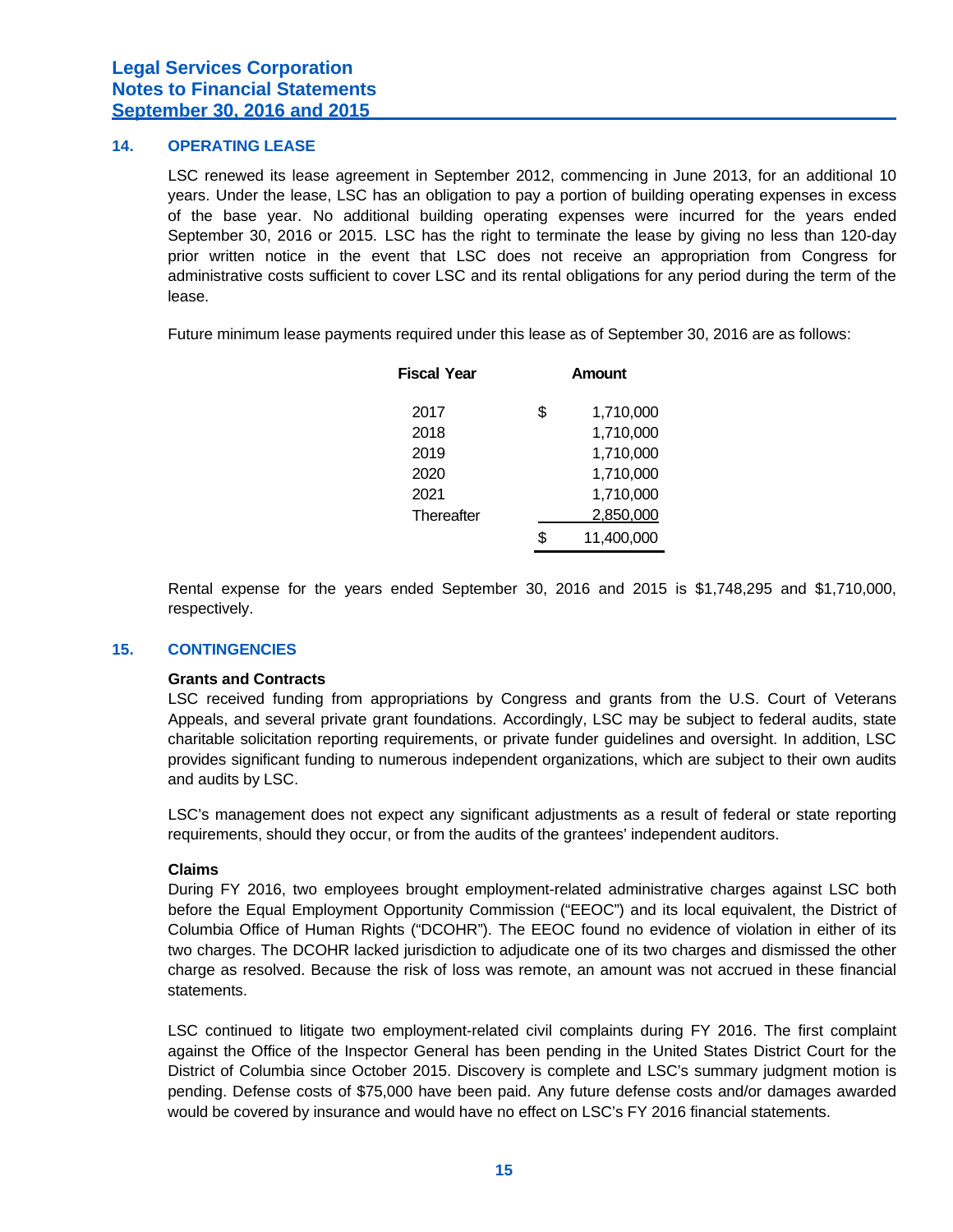## 14. OPERATING LEASE

LSC renewed its lease agreement in September 2012, commencing in June 2013, for an additional 10 years. Under the lease, LSC has an obligation to pay a portion of building operating expenses in excess of the base year. No additional building operating expenses were incurred for the years ended September 30, 2016 or 2015. LSC has the right to terminate the lease by giving no less than 120-day prior written notice in the event that LSC does not receive an appropriation from Congress for administrative costs sufficient to cover LSC and its rental obligations for any period during the term of the lease.

Future minimum lease payments required under this lease as of September 30, 2016 are as follows:

| Fiscal Year | Amount |
|---|---|
| 2017 | $ 1,710,000 |
| 2018 | 1,710,000 |
| 2019 | 1,710,000 |
| 2020 | 1,710,000 |
| 2021 | 1,710,000 |
| Thereafter | 2,850,000 |
| | $ 11,400,000 |

Rental expense for the years ended September 30, 2016 and 2015 is $1,748,295 and $1,710,000, respectively.

## 15. CONTINGENCIES

**Grants and Contracts**

LSC received funding from appropriations by Congress and grants from the U.S. Court of Veterans Appeals, and several private grant foundations. Accordingly, LSC may be subject to federal audits, state charitable solicitation reporting requirements, or private funder guidelines and oversight. In addition, LSC provides significant funding to numerous independent organizations, which are subject to their own audits and audits by LSC.

LSC's management does not expect any significant adjustments as a result of federal or state reporting requirements, should they occur, or from the audits of the grantees' independent auditors.

**Claims**

During FY 2016, two employees brought employment-related administrative charges against LSC both before the Equal Employment Opportunity Commission ("EEOC") and its local equivalent, the District of Columbia Office of Human Rights ("DCOHR"). The EEOC found no evidence of violation in either of its two charges. The DCOHR lacked jurisdiction to adjudicate one of its two charges and dismissed the other charge as resolved. Because the risk of loss was remote, an amount was not accrued in these financial statements.

LSC continued to litigate two employment-related civil complaints during FY 2016. The first complaint against the Office of the Inspector General has been pending in the United States District Court for the District of Columbia since October 2015. Discovery is complete and LSC's summary judgment motion is pending. Defense costs of $75,000 have been paid. Any future defense costs and/or damages awarded would be covered by insurance and would have no effect on LSC's FY 2016 financial statements.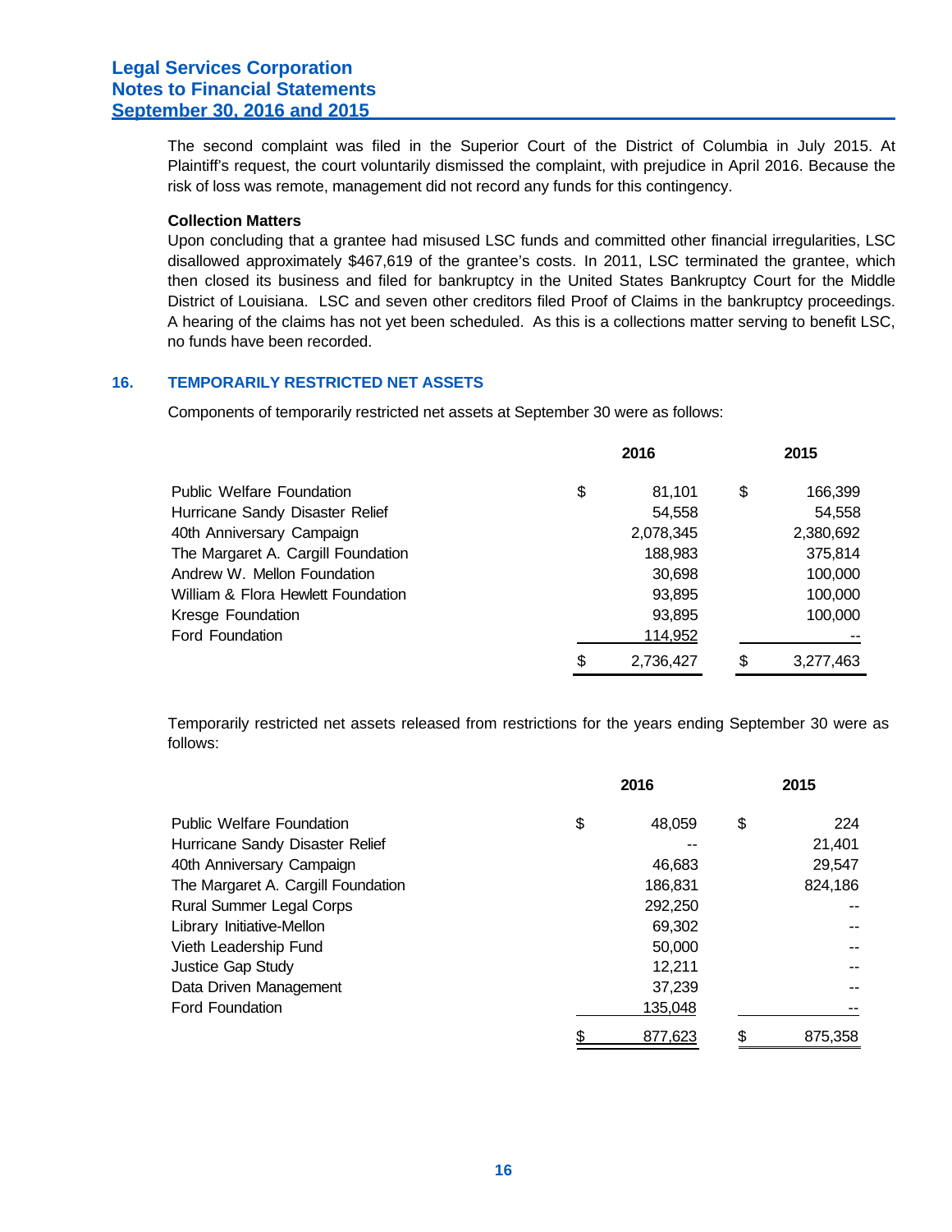The second complaint was filed in the Superior Court of the District of Columbia in July 2015. At Plaintiff's request, the court voluntarily dismissed the complaint, with prejudice in April 2016. Because the risk of loss was remote, management did not record any funds for this contingency.

**Collection Matters**

Upon concluding that a grantee had misused LSC funds and committed other financial irregularities, LSC disallowed approximately $467,619 of the grantee's costs. In 2011, LSC terminated the grantee, which then closed its business and filed for bankruptcy in the United States Bankruptcy Court for the Middle District of Louisiana. LSC and seven other creditors filed Proof of Claims in the bankruptcy proceedings. A hearing of the claims has not yet been scheduled. As this is a collections matter serving to benefit LSC, no funds have been recorded.

## 16. TEMPORARILY RESTRICTED NET ASSETS

Components of temporarily restricted net assets at September 30 were as follows:

| | 2016 | 2015 |
|---|---|---|
| Public Welfare Foundation | $ 81,101 | $ 166,399 |
| Hurricane Sandy Disaster Relief | 54,558 | 54,558 |
| 40th Anniversary Campaign | 2,078,345 | 2,380,692 |
| The Margaret A. Cargill Foundation | 188,983 | 375,814 |
| Andrew W. Mellon Foundation | 30,698 | 100,000 |
| William & Flora Hewlett Foundation | 93,895 | 100,000 |
| Kresge Foundation | 93,895 | 100,000 |
| Ford Foundation | 114,952 | -- |
| | $ 2,736,427 | $ 3,277,463 |

Temporarily restricted net assets released from restrictions for the years ending September 30 were as follows:

| | 2016 | 2015 |
|---|---|---|
| Public Welfare Foundation | $ 48,059 | $ 224 |
| Hurricane Sandy Disaster Relief | -- | 21,401 |
| 40th Anniversary Campaign | 46,683 | 29,547 |
| The Margaret A. Cargill Foundation | 186,831 | 824,186 |
| Rural Summer Legal Corps | 292,250 | -- |
| Library Initiative-Mellon | 69,302 | -- |
| Vieth Leadership Fund | 50,000 | -- |
| Justice Gap Study | 12,211 | -- |
| Data Driven Management | 37,239 | -- |
| Ford Foundation | 135,048 | -- |
| | $ 877,623 | $ 875,358 |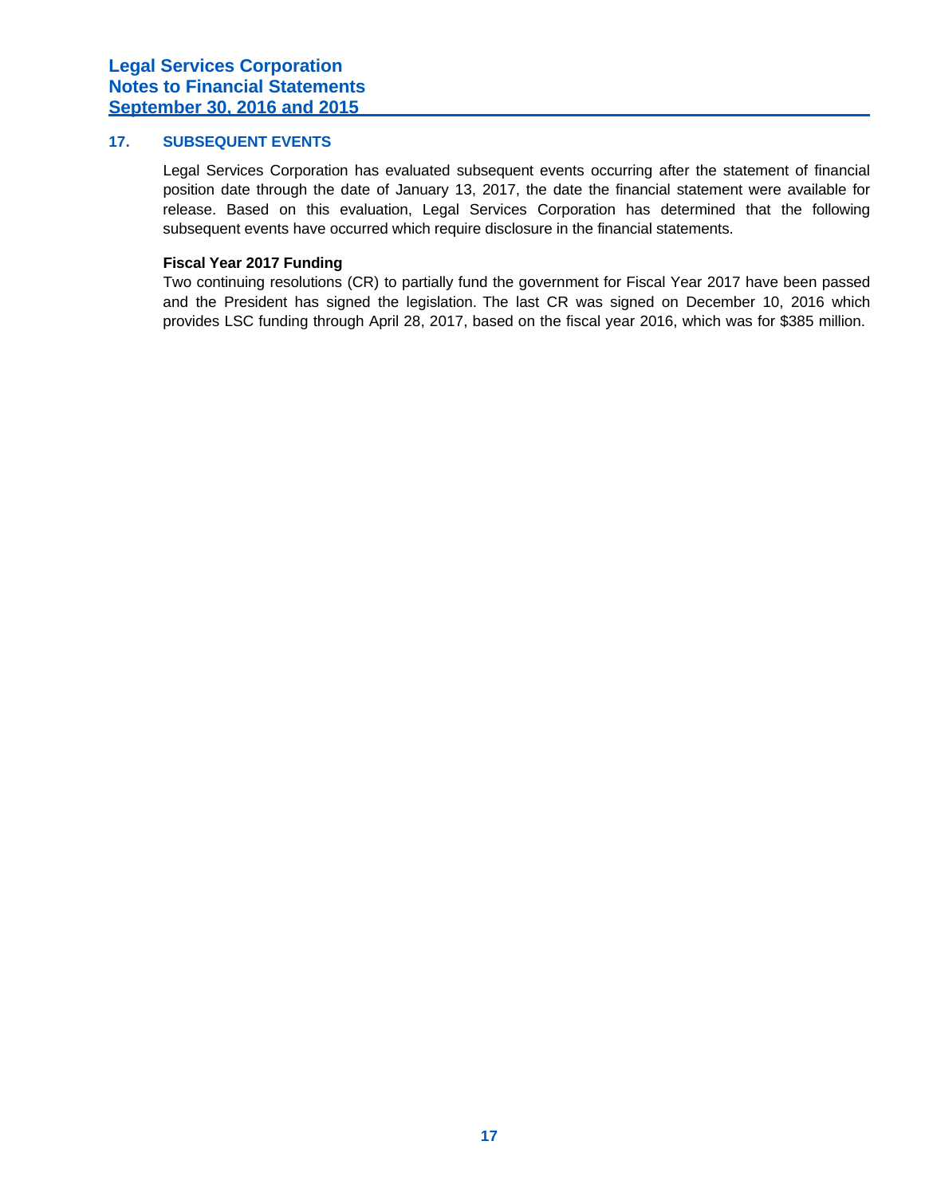## 17. SUBSEQUENT EVENTS

Legal Services Corporation has evaluated subsequent events occurring after the statement of financial position date through the date of January 13, 2017, the date the financial statement were available for release. Based on this evaluation, Legal Services Corporation has determined that the following subsequent events have occurred which require disclosure in the financial statements.

**Fiscal Year 2017 Funding**

Two continuing resolutions (CR) to partially fund the government for Fiscal Year 2017 have been passed and the President has signed the legislation. The last CR was signed on December 10, 2016 which provides LSC funding through April 28, 2017, based on the fiscal year 2016, which was for $385 million.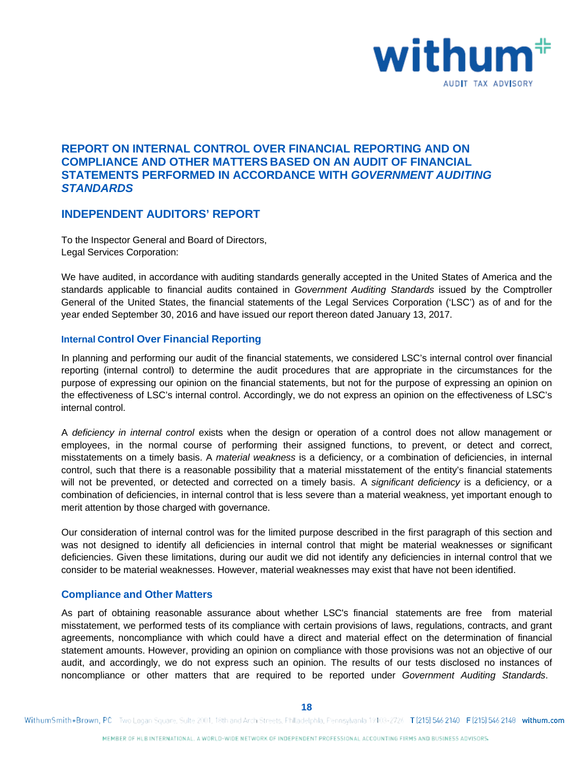## REPORT ON INTERNAL CONTROL OVER FINANCIAL REPORTING AND ON COMPLIANCE AND OTHER MATTERS BASED ON AN AUDIT OF FINANCIAL STATEMENTS PERFORMED IN ACCORDANCE WITH *GOVERNMENT AUDITING STANDARDS*

## INDEPENDENT AUDITORS' REPORT

To the Inspector General and Board of Directors,
Legal Services Corporation:

We have audited, in accordance with auditing standards generally accepted in the United States of America and the standards applicable to financial audits contained in *Government Auditing Standards* issued by the Comptroller General of the United States, the financial statements of the Legal Services Corporation ('LSC') as of and for the year ended September 30, 2016 and have issued our report thereon dated January 13, 2017.

### Internal Control Over Financial Reporting

In planning and performing our audit of the financial statements, we considered LSC's internal control over financial reporting (internal control) to determine the audit procedures that are appropriate in the circumstances for the purpose of expressing our opinion on the financial statements, but not for the purpose of expressing an opinion on the effectiveness of LSC's internal control. Accordingly, we do not express an opinion on the effectiveness of LSC's internal control.

A *deficiency in internal control* exists when the design or operation of a control does not allow management or employees, in the normal course of performing their assigned functions, to prevent, or detect and correct, misstatements on a timely basis. A *material weakness* is a deficiency, or a combination of deficiencies, in internal control, such that there is a reasonable possibility that a material misstatement of the entity's financial statements will not be prevented, or detected and corrected on a timely basis. A *significant deficiency* is a deficiency, or a combination of deficiencies, in internal control that is less severe than a material weakness, yet important enough to merit attention by those charged with governance.

Our consideration of internal control was for the limited purpose described in the first paragraph of this section and was not designed to identify all deficiencies in internal control that might be material weaknesses or significant deficiencies. Given these limitations, during our audit we did not identify any deficiencies in internal control that we consider to be material weaknesses. However, material weaknesses may exist that have not been identified.

### Compliance and Other Matters

As part of obtaining reasonable assurance about whether LSC's financial statements are free from material misstatement, we performed tests of its compliance with certain provisions of laws, regulations, contracts, and grant agreements, noncompliance with which could have a direct and material effect on the determination of financial statement amounts. However, providing an opinion on compliance with those provisions was not an objective of our audit, and accordingly, we do not express such an opinion. The results of our tests disclosed no instances of noncompliance or other matters that are required to be reported under *Government Auditing Standards*.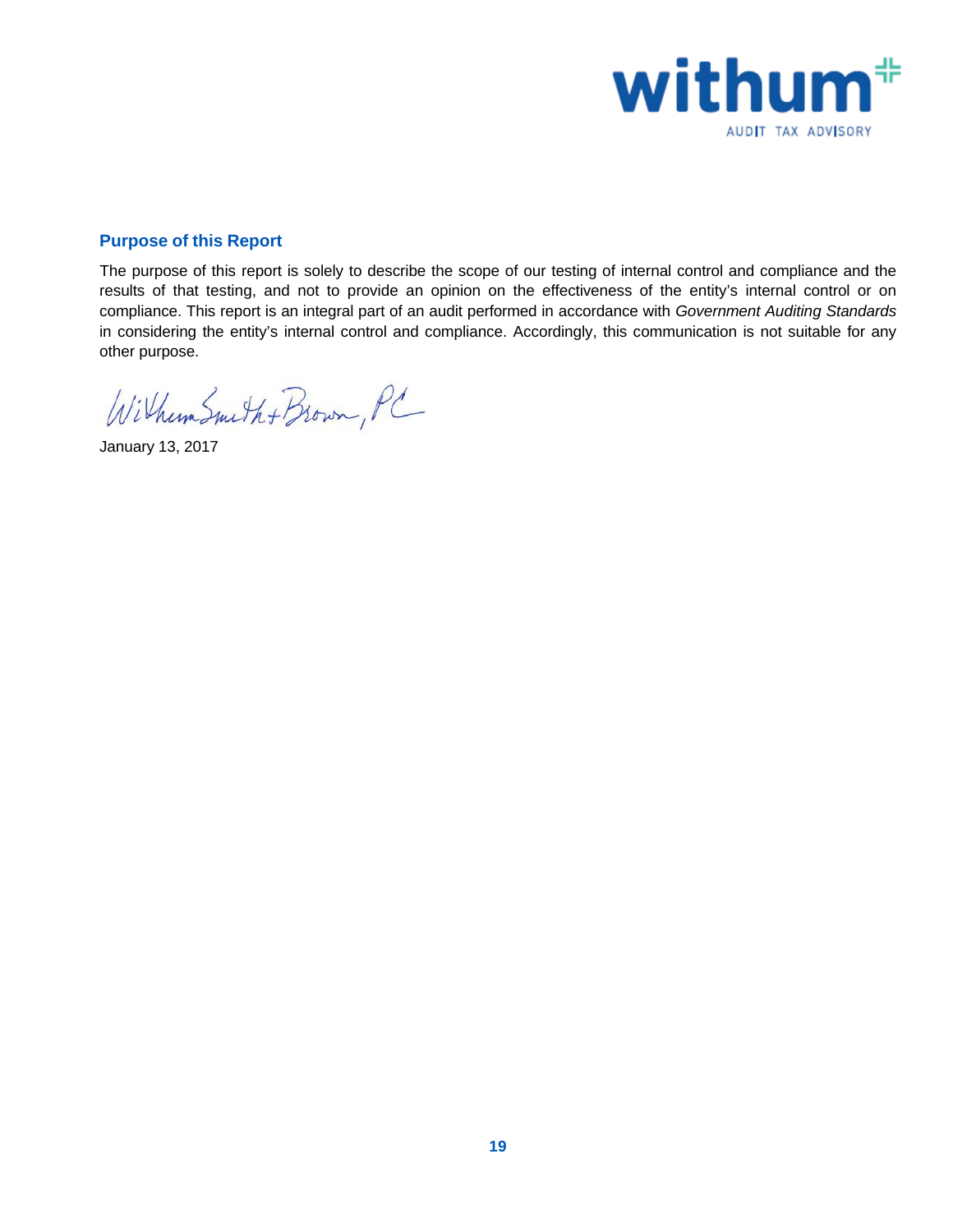## Purpose of this Report

The purpose of this report is solely to describe the scope of our testing of internal control and compliance and the results of that testing, and not to provide an opinion on the effectiveness of the entity's internal control or on compliance. This report is an integral part of an audit performed in accordance with *Government Auditing Standards* in considering the entity's internal control and compliance. Accordingly, this communication is not suitable for any other purpose.

WithumSmith+Brown, PC

January 13, 2017